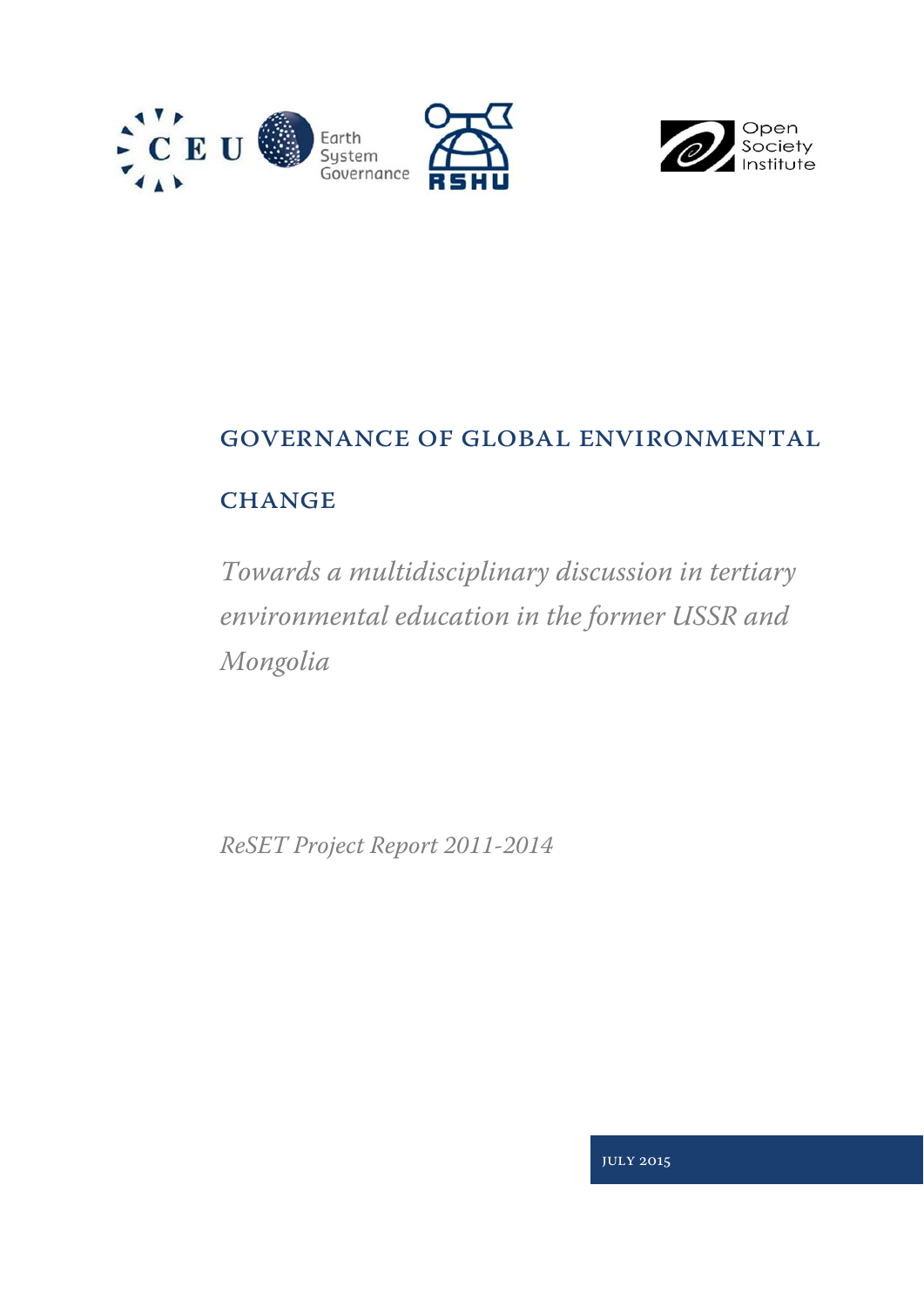CEU Earth System Governance RSHU Open Society Institute

# GOVERNANCE OF GLOBAL ENVIRONMENTAL CHANGE

*Towards a multidisciplinary discussion in tertiary environmental education in the former USSR and Mongolia*

*ReSET Project Report 2011-2014*

JULY 2015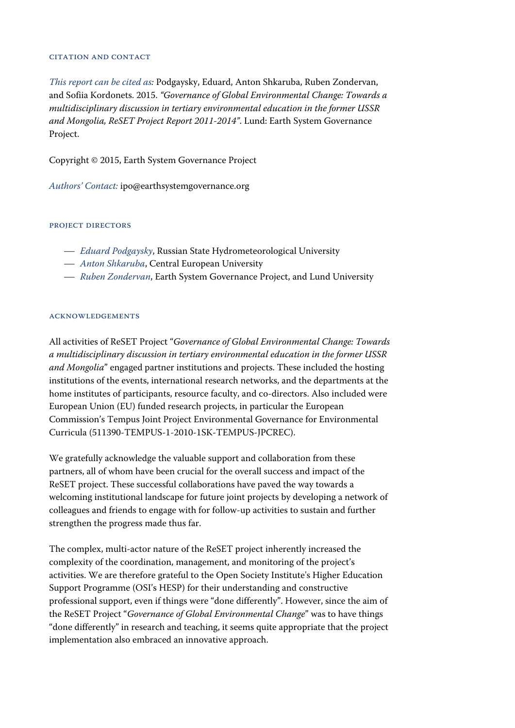## CITATION AND CONTACT

*This report can be cited as:* Podgaysky, Eduard, Anton Shkaruba, Ruben Zondervan, and Sofiia Kordonets. 2015. *"Governance of Global Environmental Change: Towards a multidisciplinary discussion in tertiary environmental education in the former USSR and Mongolia, ReSET Project Report 2011-2014".* Lund: Earth System Governance Project.

Copyright © 2015, Earth System Governance Project

*Authors' Contact:* ipo@earthsystemgovernance.org

## PROJECT DIRECTORS

- *Eduard Podgaysky*, Russian State Hydrometeorological University
- *Anton Shkaruba*, Central European University
- *Ruben Zondervan*, Earth System Governance Project, and Lund University

## ACKNOWLEDGEMENTS

All activities of ReSET Project "*Governance of Global Environmental Change: Towards a multidisciplinary discussion in tertiary environmental education in the former USSR and Mongolia*" engaged partner institutions and projects. These included the hosting institutions of the events, international research networks, and the departments at the home institutes of participants, resource faculty, and co-directors. Also included were European Union (EU) funded research projects, in particular the European Commission's Tempus Joint Project Environmental Governance for Environmental Curricula (511390-TEMPUS-1-2010-1SK-TEMPUS-JPCREC).

We gratefully acknowledge the valuable support and collaboration from these partners, all of whom have been crucial for the overall success and impact of the ReSET project. These successful collaborations have paved the way towards a welcoming institutional landscape for future joint projects by developing a network of colleagues and friends to engage with for follow-up activities to sustain and further strengthen the progress made thus far.

The complex, multi-actor nature of the ReSET project inherently increased the complexity of the coordination, management, and monitoring of the project's activities. We are therefore grateful to the Open Society Institute's Higher Education Support Programme (OSI's HESP) for their understanding and constructive professional support, even if things were "done differently". However, since the aim of the ReSET Project "*Governance of Global Environmental Change*" was to have things "done differently" in research and teaching, it seems quite appropriate that the project implementation also embraced an innovative approach.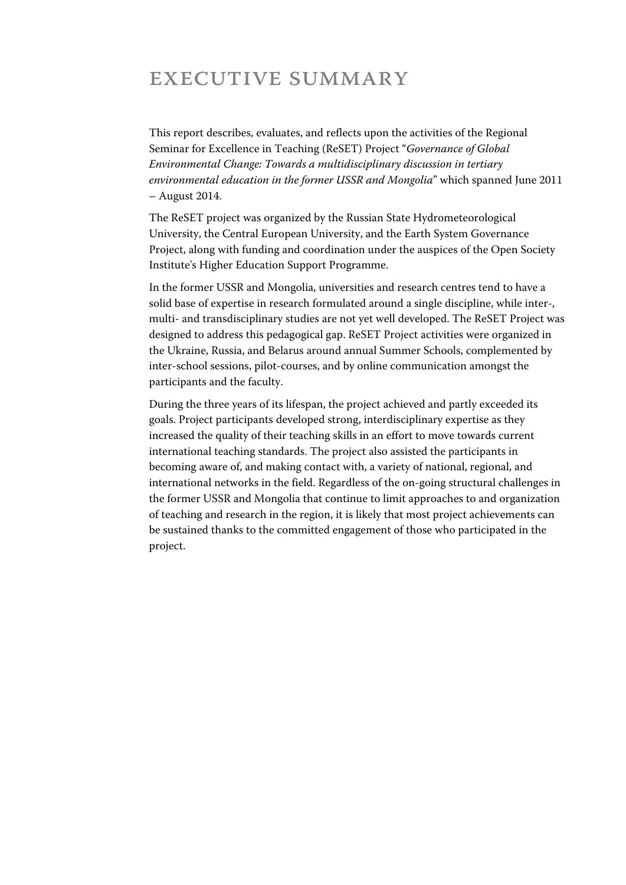# EXECUTIVE SUMMARY

This report describes, evaluates, and reflects upon the activities of the Regional Seminar for Excellence in Teaching (ReSET) Project "*Governance of Global Environmental Change: Towards a multidisciplinary discussion in tertiary environmental education in the former USSR and Mongolia*" which spanned June 2011 – August 2014.

The ReSET project was organized by the Russian State Hydrometeorological University, the Central European University, and the Earth System Governance Project, along with funding and coordination under the auspices of the Open Society Institute's Higher Education Support Programme.

In the former USSR and Mongolia, universities and research centres tend to have a solid base of expertise in research formulated around a single discipline, while inter-, multi- and transdisciplinary studies are not yet well developed. The ReSET Project was designed to address this pedagogical gap. ReSET Project activities were organized in the Ukraine, Russia, and Belarus around annual Summer Schools, complemented by inter-school sessions, pilot-courses, and by online communication amongst the participants and the faculty.

During the three years of its lifespan, the project achieved and partly exceeded its goals. Project participants developed strong, interdisciplinary expertise as they increased the quality of their teaching skills in an effort to move towards current international teaching standards. The project also assisted the participants in becoming aware of, and making contact with, a variety of national, regional, and international networks in the field. Regardless of the on-going structural challenges in the former USSR and Mongolia that continue to limit approaches to and organization of teaching and research in the region, it is likely that most project achievements can be sustained thanks to the committed engagement of those who participated in the project.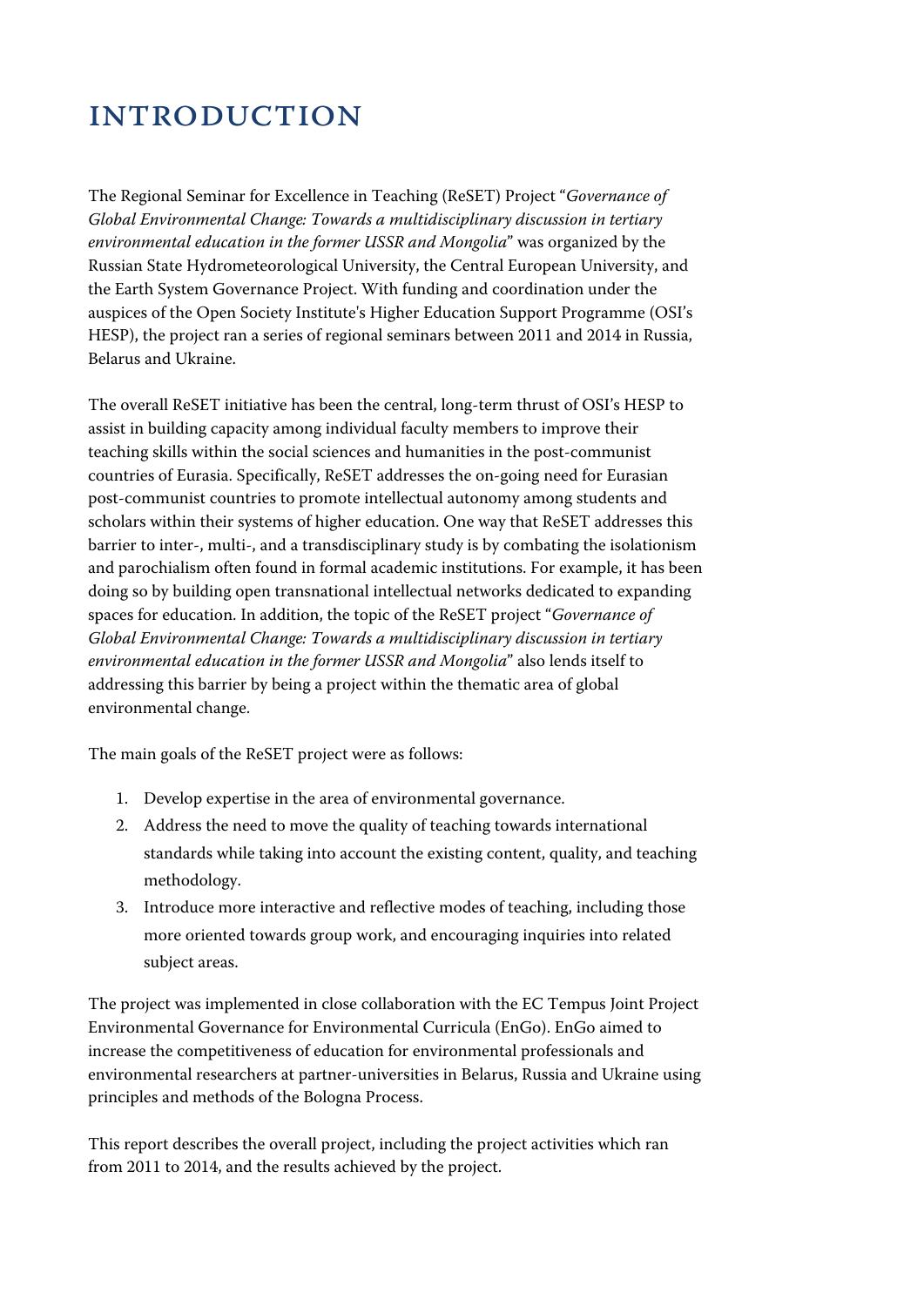# INTRODUCTION

The Regional Seminar for Excellence in Teaching (ReSET) Project "*Governance of Global Environmental Change: Towards a multidisciplinary discussion in tertiary environmental education in the former USSR and Mongolia*" was organized by the Russian State Hydrometeorological University, the Central European University, and the Earth System Governance Project. With funding and coordination under the auspices of the Open Society Institute's Higher Education Support Programme (OSI's HESP), the project ran a series of regional seminars between 2011 and 2014 in Russia, Belarus and Ukraine.

The overall ReSET initiative has been the central, long-term thrust of OSI's HESP to assist in building capacity among individual faculty members to improve their teaching skills within the social sciences and humanities in the post-communist countries of Eurasia. Specifically, ReSET addresses the on-going need for Eurasian post-communist countries to promote intellectual autonomy among students and scholars within their systems of higher education. One way that ReSET addresses this barrier to inter-, multi-, and a transdisciplinary study is by combating the isolationism and parochialism often found in formal academic institutions. For example, it has been doing so by building open transnational intellectual networks dedicated to expanding spaces for education. In addition, the topic of the ReSET project "*Governance of Global Environmental Change: Towards a multidisciplinary discussion in tertiary environmental education in the former USSR and Mongolia*" also lends itself to addressing this barrier by being a project within the thematic area of global environmental change.

The main goals of the ReSET project were as follows:

1. Develop expertise in the area of environmental governance.
2. Address the need to move the quality of teaching towards international standards while taking into account the existing content, quality, and teaching methodology.
3. Introduce more interactive and reflective modes of teaching, including those more oriented towards group work, and encouraging inquiries into related subject areas.

The project was implemented in close collaboration with the EC Tempus Joint Project Environmental Governance for Environmental Curricula (EnGo). EnGo aimed to increase the competitiveness of education for environmental professionals and environmental researchers at partner-universities in Belarus, Russia and Ukraine using principles and methods of the Bologna Process.

This report describes the overall project, including the project activities which ran from 2011 to 2014, and the results achieved by the project.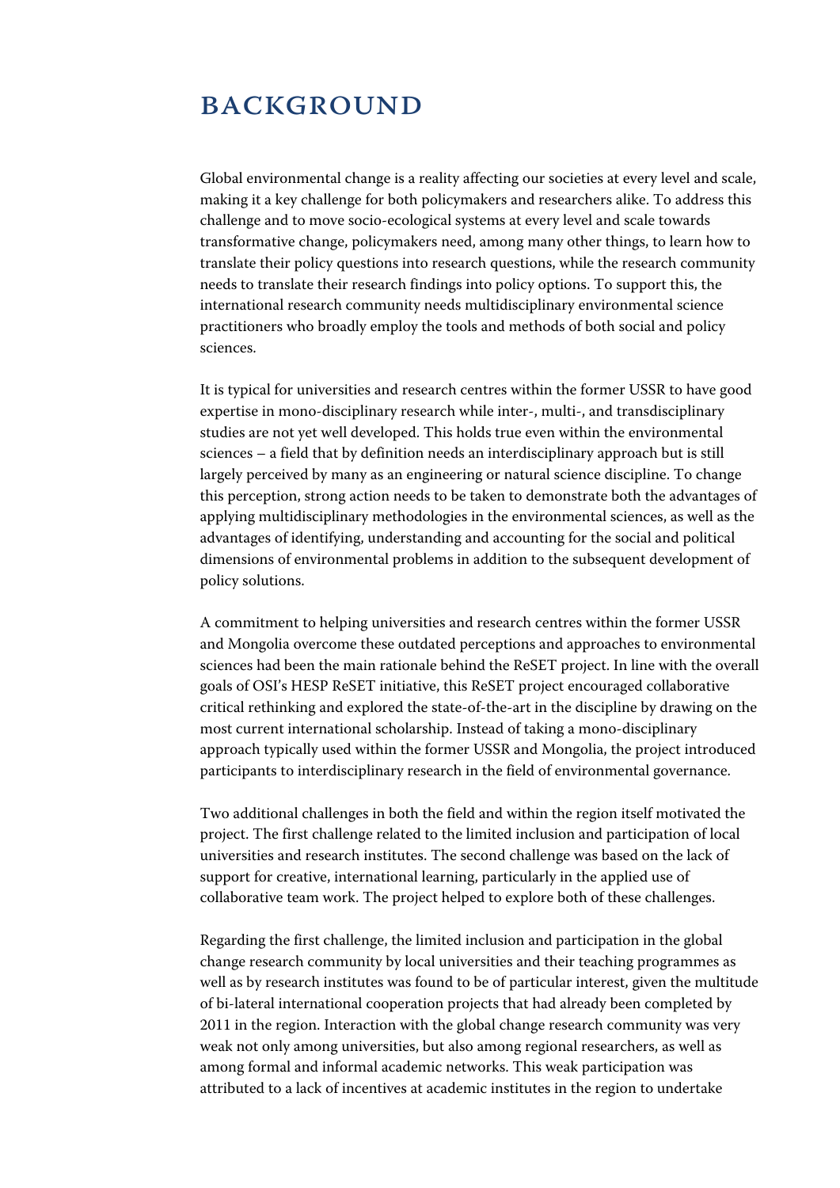# BACKGROUND

Global environmental change is a reality affecting our societies at every level and scale, making it a key challenge for both policymakers and researchers alike. To address this challenge and to move socio-ecological systems at every level and scale towards transformative change, policymakers need, among many other things, to learn how to translate their policy questions into research questions, while the research community needs to translate their research findings into policy options. To support this, the international research community needs multidisciplinary environmental science practitioners who broadly employ the tools and methods of both social and policy sciences.

It is typical for universities and research centres within the former USSR to have good expertise in mono-disciplinary research while inter-, multi-, and transdisciplinary studies are not yet well developed. This holds true even within the environmental sciences – a field that by definition needs an interdisciplinary approach but is still largely perceived by many as an engineering or natural science discipline. To change this perception, strong action needs to be taken to demonstrate both the advantages of applying multidisciplinary methodologies in the environmental sciences, as well as the advantages of identifying, understanding and accounting for the social and political dimensions of environmental problems in addition to the subsequent development of policy solutions.

A commitment to helping universities and research centres within the former USSR and Mongolia overcome these outdated perceptions and approaches to environmental sciences had been the main rationale behind the ReSET project. In line with the overall goals of OSI's HESP ReSET initiative, this ReSET project encouraged collaborative critical rethinking and explored the state-of-the-art in the discipline by drawing on the most current international scholarship. Instead of taking a mono-disciplinary approach typically used within the former USSR and Mongolia, the project introduced participants to interdisciplinary research in the field of environmental governance.

Two additional challenges in both the field and within the region itself motivated the project. The first challenge related to the limited inclusion and participation of local universities and research institutes. The second challenge was based on the lack of support for creative, international learning, particularly in the applied use of collaborative team work. The project helped to explore both of these challenges.

Regarding the first challenge, the limited inclusion and participation in the global change research community by local universities and their teaching programmes as well as by research institutes was found to be of particular interest, given the multitude of bi-lateral international cooperation projects that had already been completed by 2011 in the region. Interaction with the global change research community was very weak not only among universities, but also among regional researchers, as well as among formal and informal academic networks. This weak participation was attributed to a lack of incentives at academic institutes in the region to undertake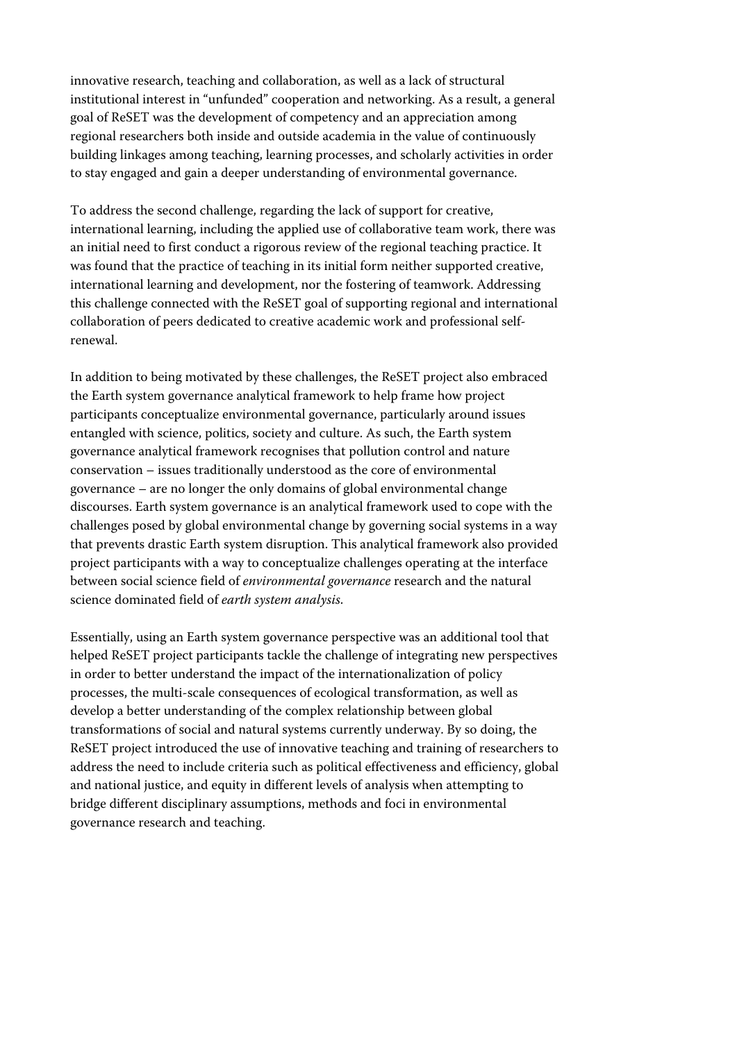innovative research, teaching and collaboration, as well as a lack of structural institutional interest in "unfunded" cooperation and networking. As a result, a general goal of ReSET was the development of competency and an appreciation among regional researchers both inside and outside academia in the value of continuously building linkages among teaching, learning processes, and scholarly activities in order to stay engaged and gain a deeper understanding of environmental governance.

To address the second challenge, regarding the lack of support for creative, international learning, including the applied use of collaborative team work, there was an initial need to first conduct a rigorous review of the regional teaching practice. It was found that the practice of teaching in its initial form neither supported creative, international learning and development, nor the fostering of teamwork. Addressing this challenge connected with the ReSET goal of supporting regional and international collaboration of peers dedicated to creative academic work and professional self-renewal.

In addition to being motivated by these challenges, the ReSET project also embraced the Earth system governance analytical framework to help frame how project participants conceptualize environmental governance, particularly around issues entangled with science, politics, society and culture. As such, the Earth system governance analytical framework recognises that pollution control and nature conservation – issues traditionally understood as the core of environmental governance – are no longer the only domains of global environmental change discourses. Earth system governance is an analytical framework used to cope with the challenges posed by global environmental change by governing social systems in a way that prevents drastic Earth system disruption. This analytical framework also provided project participants with a way to conceptualize challenges operating at the interface between social science field of *environmental governance* research and the natural science dominated field of *earth system analysis*.

Essentially, using an Earth system governance perspective was an additional tool that helped ReSET project participants tackle the challenge of integrating new perspectives in order to better understand the impact of the internationalization of policy processes, the multi-scale consequences of ecological transformation, as well as develop a better understanding of the complex relationship between global transformations of social and natural systems currently underway. By so doing, the ReSET project introduced the use of innovative teaching and training of researchers to address the need to include criteria such as political effectiveness and efficiency, global and national justice, and equity in different levels of analysis when attempting to bridge different disciplinary assumptions, methods and foci in environmental governance research and teaching.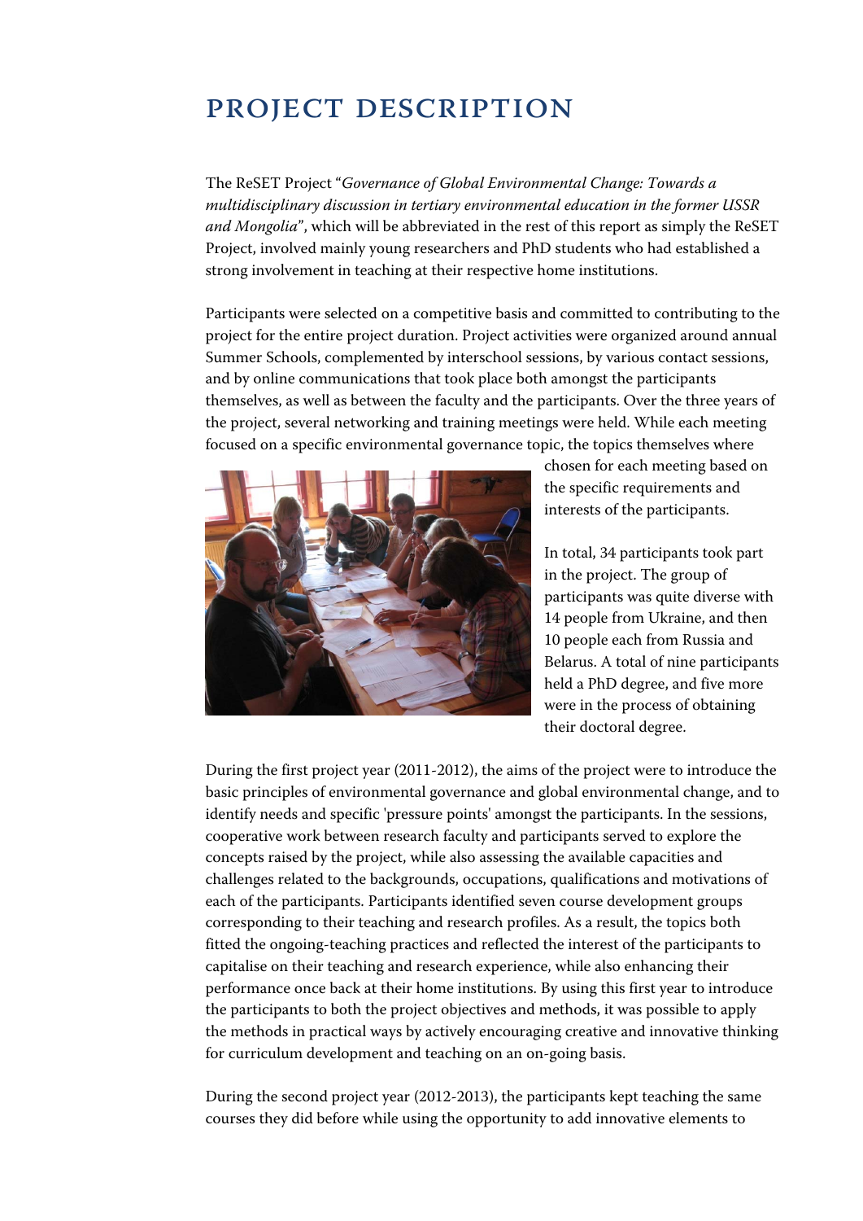# PROJECT DESCRIPTION

The ReSET Project "*Governance of Global Environmental Change: Towards a multidisciplinary discussion in tertiary environmental education in the former USSR and Mongolia*", which will be abbreviated in the rest of this report as simply the ReSET Project, involved mainly young researchers and PhD students who had established a strong involvement in teaching at their respective home institutions.

Participants were selected on a competitive basis and committed to contributing to the project for the entire project duration. Project activities were organized around annual Summer Schools, complemented by interschool sessions, by various contact sessions, and by online communications that took place both amongst the participants themselves, as well as between the faculty and the participants. Over the three years of the project, several networking and training meetings were held. While each meeting focused on a specific environmental governance topic, the topics themselves where chosen for each meeting based on the specific requirements and interests of the participants.

In total, 34 participants took part in the project. The group of participants was quite diverse with 14 people from Ukraine, and then 10 people each from Russia and Belarus. A total of nine participants held a PhD degree, and five more were in the process of obtaining their doctoral degree.

During the first project year (2011-2012), the aims of the project were to introduce the basic principles of environmental governance and global environmental change, and to identify needs and specific 'pressure points' amongst the participants. In the sessions, cooperative work between research faculty and participants served to explore the concepts raised by the project, while also assessing the available capacities and challenges related to the backgrounds, occupations, qualifications and motivations of each of the participants. Participants identified seven course development groups corresponding to their teaching and research profiles. As a result, the topics both fitted the ongoing-teaching practices and reflected the interest of the participants to capitalise on their teaching and research experience, while also enhancing their performance once back at their home institutions. By using this first year to introduce the participants to both the project objectives and methods, it was possible to apply the methods in practical ways by actively encouraging creative and innovative thinking for curriculum development and teaching on an on-going basis.

During the second project year (2012-2013), the participants kept teaching the same courses they did before while using the opportunity to add innovative elements to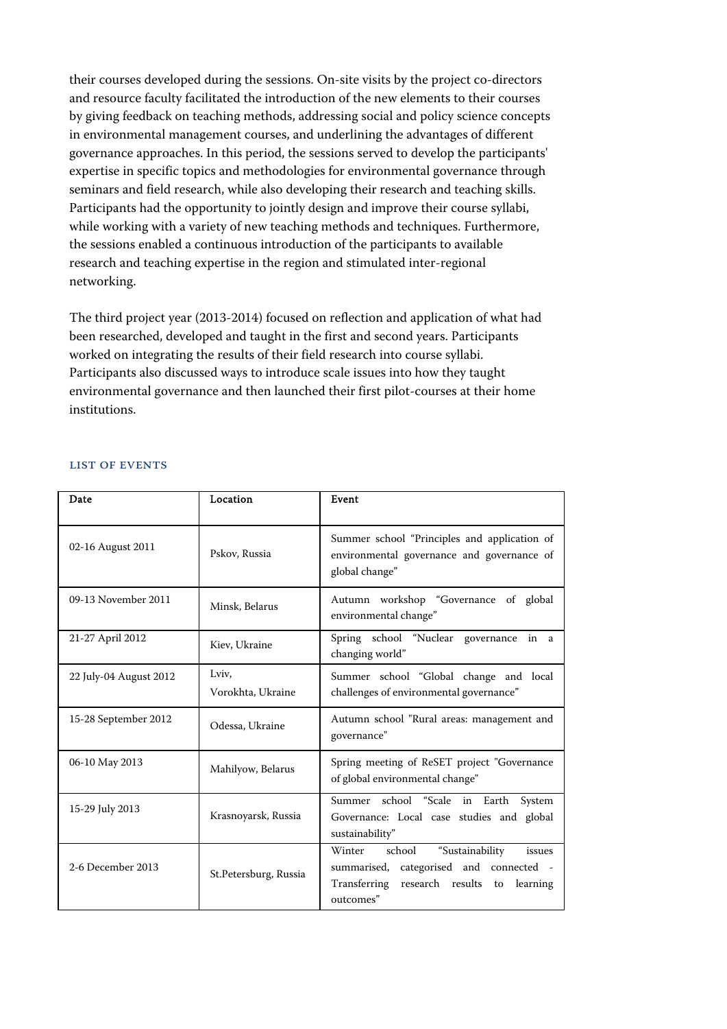their courses developed during the sessions. On-site visits by the project co-directors and resource faculty facilitated the introduction of the new elements to their courses by giving feedback on teaching methods, addressing social and policy science concepts in environmental management courses, and underlining the advantages of different governance approaches. In this period, the sessions served to develop the participants' expertise in specific topics and methodologies for environmental governance through seminars and field research, while also developing their research and teaching skills. Participants had the opportunity to jointly design and improve their course syllabi, while working with a variety of new teaching methods and techniques. Furthermore, the sessions enabled a continuous introduction of the participants to available research and teaching expertise in the region and stimulated inter-regional networking.

The third project year (2013-2014) focused on reflection and application of what had been researched, developed and taught in the first and second years. Participants worked on integrating the results of their field research into course syllabi. Participants also discussed ways to introduce scale issues into how they taught environmental governance and then launched their first pilot-courses at their home institutions.

## LIST OF EVENTS

| Date | Location | Event |
|---|---|---|
| 02-16 August 2011 | Pskov, Russia | Summer school "Principles and application of environmental governance and governance of global change" |
| 09-13 November 2011 | Minsk, Belarus | Autumn workshop "Governance of global environmental change" |
| 21-27 April 2012 | Kiev, Ukraine | Spring school "Nuclear governance in a changing world" |
| 22 July-04 August 2012 | Lviv, Vorokhta, Ukraine | Summer school "Global change and local challenges of environmental governance" |
| 15-28 September 2012 | Odessa, Ukraine | Autumn school "Rural areas: management and governance" |
| 06-10 May 2013 | Mahilyow, Belarus | Spring meeting of ReSET project "Governance of global environmental change" |
| 15-29 July 2013 | Krasnoyarsk, Russia | Summer school "Scale in Earth System Governance: Local case studies and global sustainability" |
| 2-6 December 2013 | St.Petersburg, Russia | Winter school "Sustainability issues summarised, categorised and connected - Transferring research results to learning outcomes" |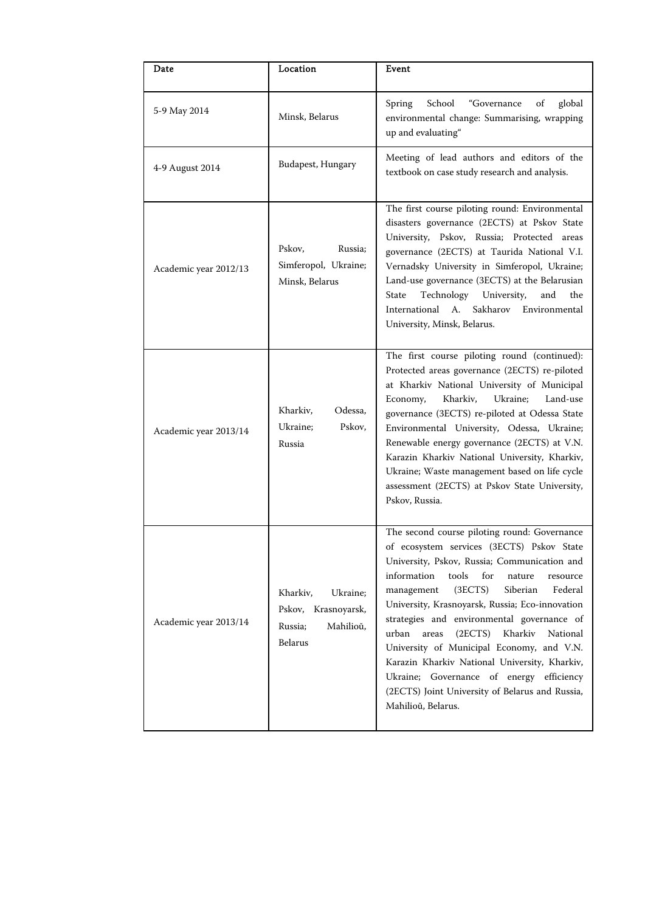| Date | Location | Event |
|---|---|---|
| 5-9 May 2014 | Minsk, Belarus | Spring School "Governance of global environmental change: Summarising, wrapping up and evaluating" |
| 4-9 August 2014 | Budapest, Hungary | Meeting of lead authors and editors of the textbook on case study research and analysis. |
| Academic year 2012/13 | Pskov, Russia; Simferopol, Ukraine; Minsk, Belarus | The first course piloting round: Environmental disasters governance (2ECTS) at Pskov State University, Pskov, Russia; Protected areas governance (2ECTS) at Taurida National V.I. Vernadsky University in Simferopol, Ukraine; Land-use governance (3ECTS) at the Belarusian State Technology University, and the International A. Sakharov Environmental University, Minsk, Belarus. |
| Academic year 2013/14 | Kharkiv, Odessa, Ukraine; Pskov, Russia | The first course piloting round (continued): Protected areas governance (2ECTS) re-piloted at Kharkiv National University of Municipal Economy, Kharkiv, Ukraine; Land-use governance (3ECTS) re-piloted at Odessa State Environmental University, Odessa, Ukraine; Renewable energy governance (2ECTS) at V.N. Karazin Kharkiv National University, Kharkiv, Ukraine; Waste management based on life cycle assessment (2ECTS) at Pskov State University, Pskov, Russia. |
| Academic year 2013/14 | Kharkiv, Ukraine; Pskov, Krasnoyarsk, Russia; Mahilioŭ, Belarus | The second course piloting round: Governance of ecosystem services (3ECTS) Pskov State University, Pskov, Russia; Communication and information tools for nature resource management (3ECTS) Siberian Federal University, Krasnoyarsk, Russia; Eco-innovation strategies and environmental governance of urban areas (2ECTS) Kharkiv National University of Municipal Economy, and V.N. Karazin Kharkiv National University, Kharkiv, Ukraine; Governance of energy efficiency (2ECTS) Joint University of Belarus and Russia, Mahilioŭ, Belarus. |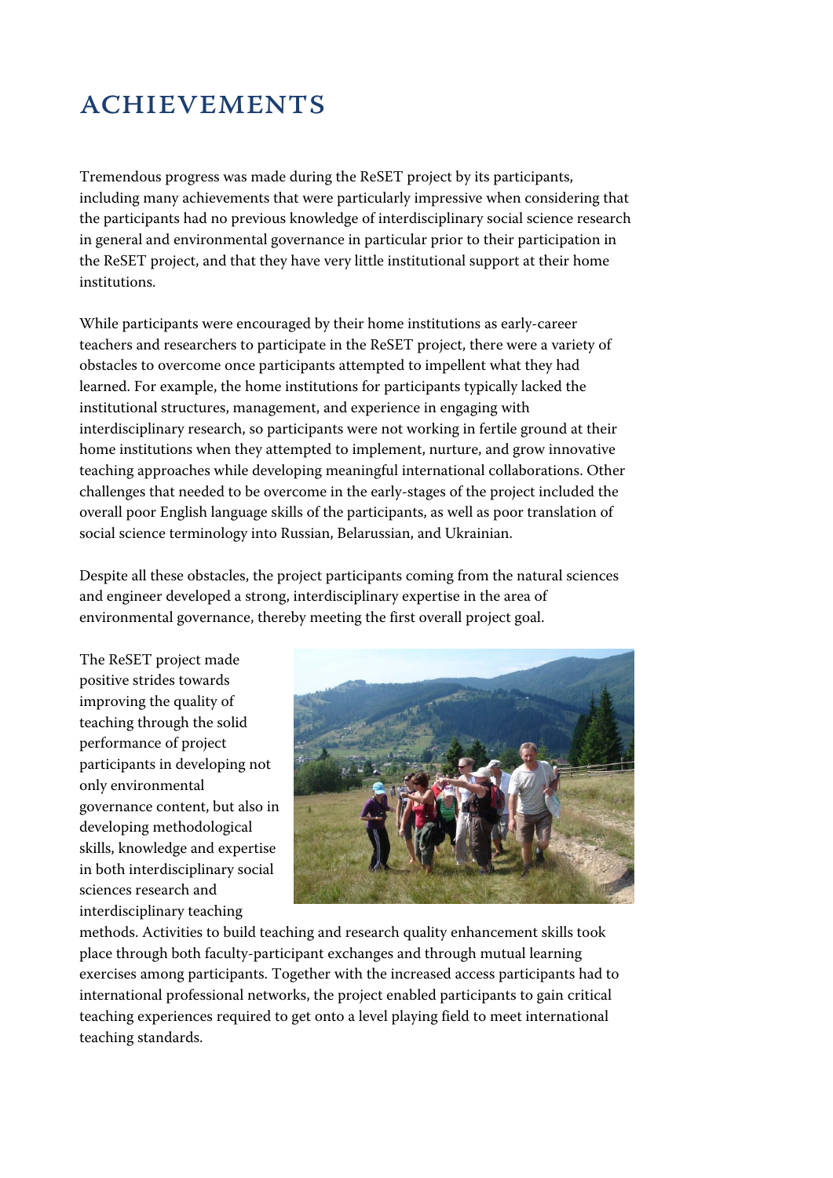# ACHIEVEMENTS

Tremendous progress was made during the ReSET project by its participants, including many achievements that were particularly impressive when considering that the participants had no previous knowledge of interdisciplinary social science research in general and environmental governance in particular prior to their participation in the ReSET project, and that they have very little institutional support at their home institutions.

While participants were encouraged by their home institutions as early-career teachers and researchers to participate in the ReSET project, there were a variety of obstacles to overcome once participants attempted to impellent what they had learned. For example, the home institutions for participants typically lacked the institutional structures, management, and experience in engaging with interdisciplinary research, so participants were not working in fertile ground at their home institutions when they attempted to implement, nurture, and grow innovative teaching approaches while developing meaningful international collaborations. Other challenges that needed to be overcome in the early-stages of the project included the overall poor English language skills of the participants, as well as poor translation of social science terminology into Russian, Belarussian, and Ukrainian.

Despite all these obstacles, the project participants coming from the natural sciences and engineer developed a strong, interdisciplinary expertise in the area of environmental governance, thereby meeting the first overall project goal.

The ReSET project made positive strides towards improving the quality of teaching through the solid performance of project participants in developing not only environmental governance content, but also in developing methodological skills, knowledge and expertise in both interdisciplinary social sciences research and interdisciplinary teaching methods. Activities to build teaching and research quality enhancement skills took place through both faculty-participant exchanges and through mutual learning exercises among participants. Together with the increased access participants had to international professional networks, the project enabled participants to gain critical teaching experiences required to get onto a level playing field to meet international teaching standards.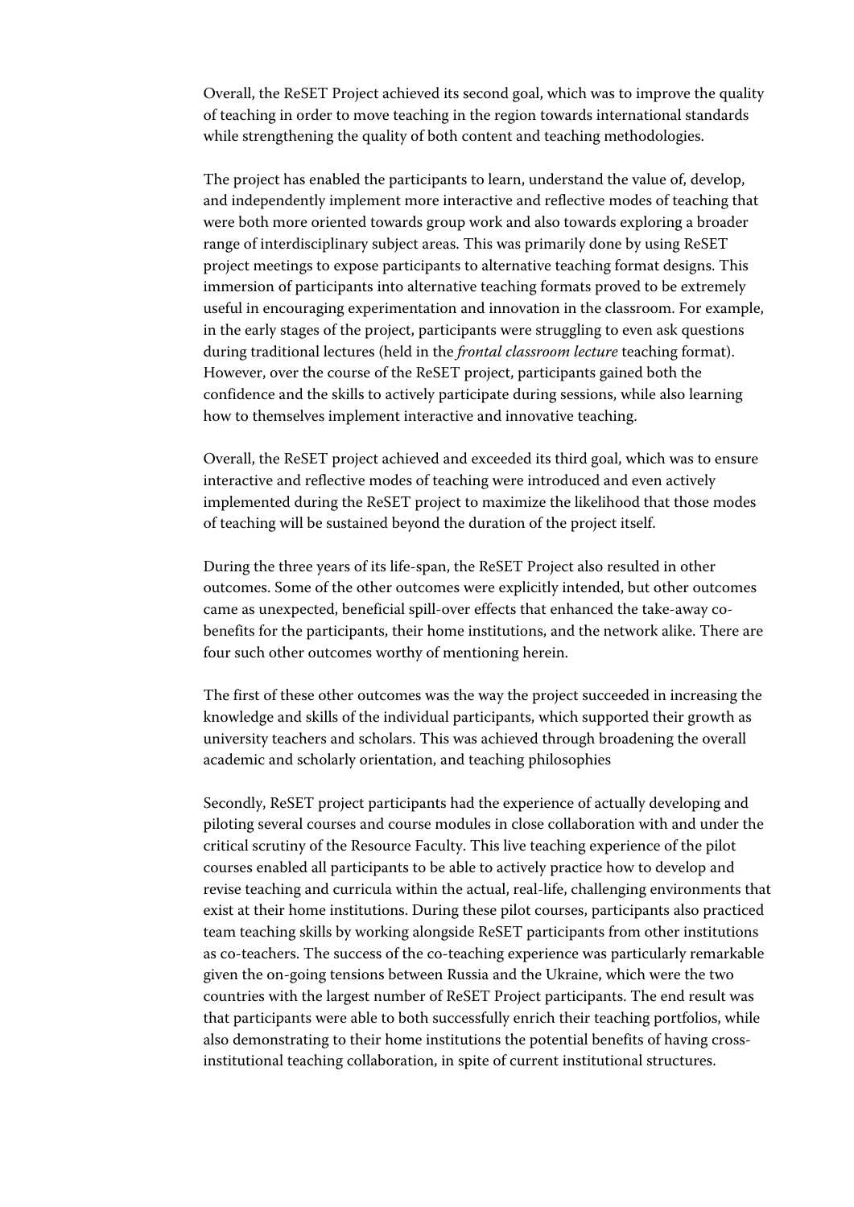Overall, the ReSET Project achieved its second goal, which was to improve the quality of teaching in order to move teaching in the region towards international standards while strengthening the quality of both content and teaching methodologies.

The project has enabled the participants to learn, understand the value of, develop, and independently implement more interactive and reflective modes of teaching that were both more oriented towards group work and also towards exploring a broader range of interdisciplinary subject areas. This was primarily done by using ReSET project meetings to expose participants to alternative teaching format designs. This immersion of participants into alternative teaching formats proved to be extremely useful in encouraging experimentation and innovation in the classroom. For example, in the early stages of the project, participants were struggling to even ask questions during traditional lectures (held in the *frontal classroom lecture* teaching format). However, over the course of the ReSET project, participants gained both the confidence and the skills to actively participate during sessions, while also learning how to themselves implement interactive and innovative teaching.

Overall, the ReSET project achieved and exceeded its third goal, which was to ensure interactive and reflective modes of teaching were introduced and even actively implemented during the ReSET project to maximize the likelihood that those modes of teaching will be sustained beyond the duration of the project itself.

During the three years of its life-span, the ReSET Project also resulted in other outcomes. Some of the other outcomes were explicitly intended, but other outcomes came as unexpected, beneficial spill-over effects that enhanced the take-away co-benefits for the participants, their home institutions, and the network alike. There are four such other outcomes worthy of mentioning herein.

The first of these other outcomes was the way the project succeeded in increasing the knowledge and skills of the individual participants, which supported their growth as university teachers and scholars. This was achieved through broadening the overall academic and scholarly orientation, and teaching philosophies

Secondly, ReSET project participants had the experience of actually developing and piloting several courses and course modules in close collaboration with and under the critical scrutiny of the Resource Faculty. This live teaching experience of the pilot courses enabled all participants to be able to actively practice how to develop and revise teaching and curricula within the actual, real-life, challenging environments that exist at their home institutions. During these pilot courses, participants also practiced team teaching skills by working alongside ReSET participants from other institutions as co-teachers. The success of the co-teaching experience was particularly remarkable given the on-going tensions between Russia and the Ukraine, which were the two countries with the largest number of ReSET Project participants. The end result was that participants were able to both successfully enrich their teaching portfolios, while also demonstrating to their home institutions the potential benefits of having cross-institutional teaching collaboration, in spite of current institutional structures.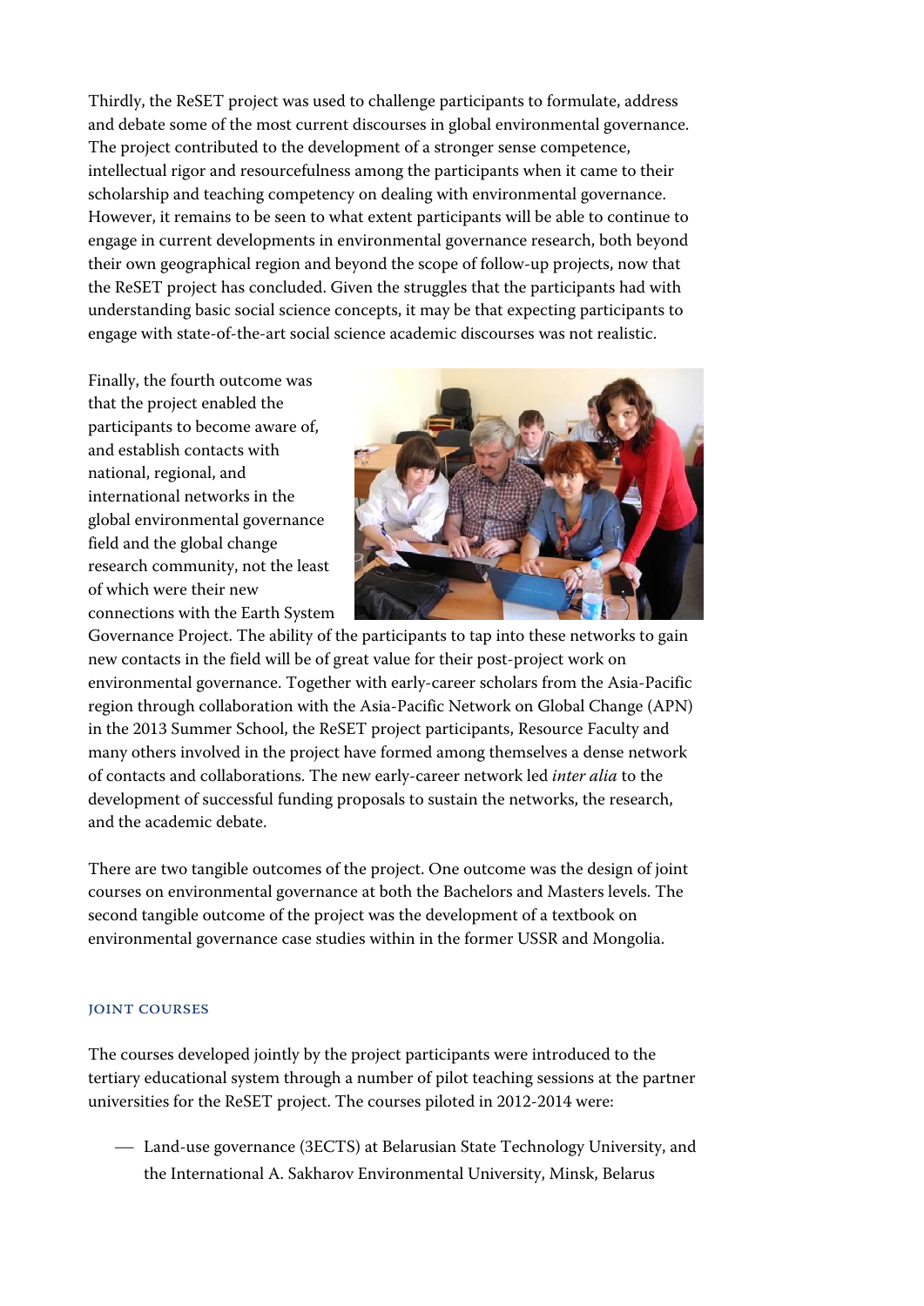Thirdly, the ReSET project was used to challenge participants to formulate, address and debate some of the most current discourses in global environmental governance. The project contributed to the development of a stronger sense competence, intellectual rigor and resourcefulness among the participants when it came to their scholarship and teaching competency on dealing with environmental governance. However, it remains to be seen to what extent participants will be able to continue to engage in current developments in environmental governance research, both beyond their own geographical region and beyond the scope of follow-up projects, now that the ReSET project has concluded. Given the struggles that the participants had with understanding basic social science concepts, it may be that expecting participants to engage with state-of-the-art social science academic discourses was not realistic.

Finally, the fourth outcome was that the project enabled the participants to become aware of, and establish contacts with national, regional, and international networks in the global environmental governance field and the global change research community, not the least of which were their new connections with the Earth System Governance Project. The ability of the participants to tap into these networks to gain new contacts in the field will be of great value for their post-project work on environmental governance. Together with early-career scholars from the Asia-Pacific region through collaboration with the Asia-Pacific Network on Global Change (APN) in the 2013 Summer School, the ReSET project participants, Resource Faculty and many others involved in the project have formed among themselves a dense network of contacts and collaborations. The new early-career network led *inter alia* to the development of successful funding proposals to sustain the networks, the research, and the academic debate.

There are two tangible outcomes of the project. One outcome was the design of joint courses on environmental governance at both the Bachelors and Masters levels. The second tangible outcome of the project was the development of a textbook on environmental governance case studies within in the former USSR and Mongolia.

### JOINT COURSES

The courses developed jointly by the project participants were introduced to the tertiary educational system through a number of pilot teaching sessions at the partner universities for the ReSET project. The courses piloted in 2012-2014 were:

- Land-use governance (3ECTS) at Belarusian State Technology University, and the International A. Sakharov Environmental University, Minsk, Belarus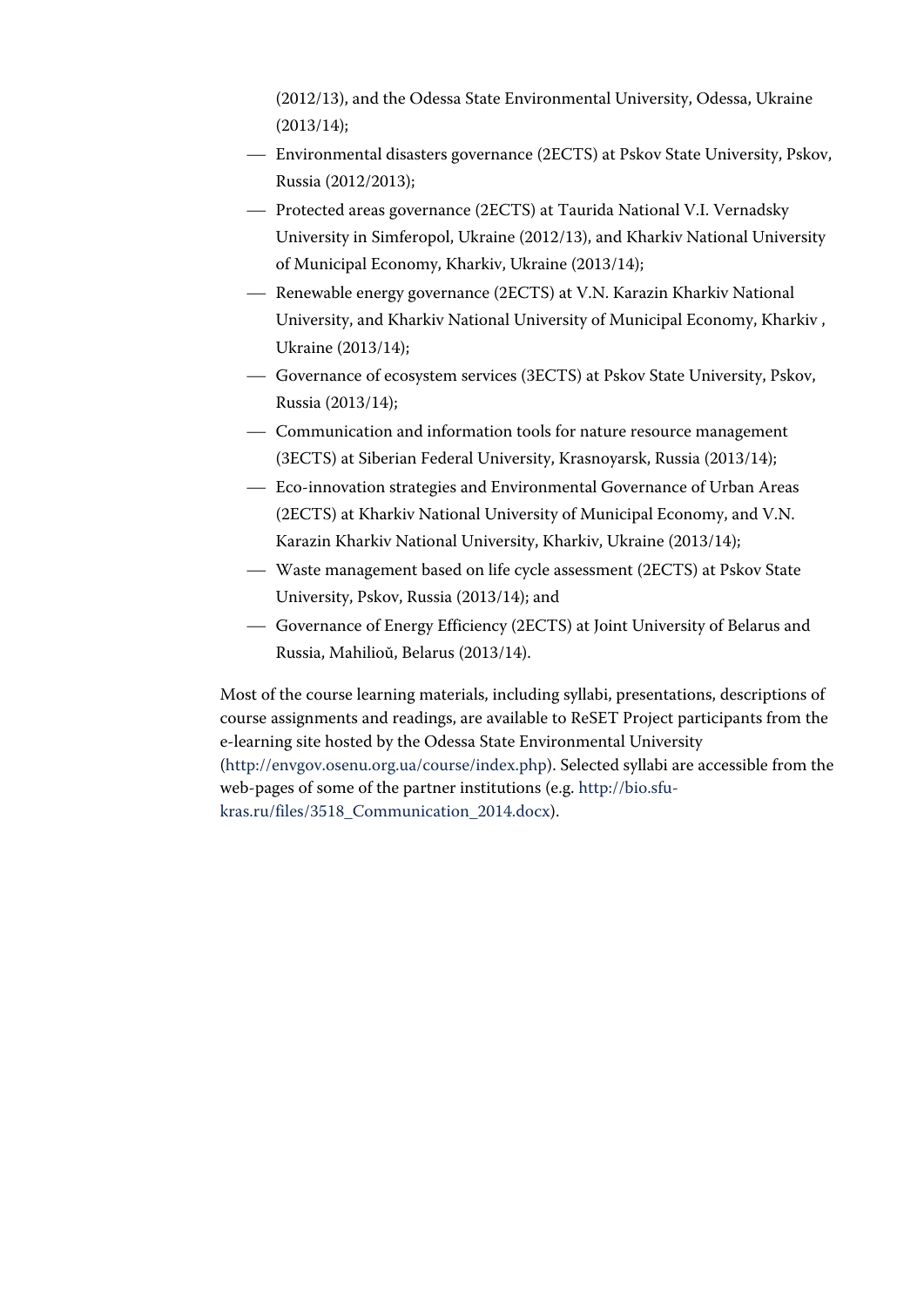(2012/13), and the Odessa State Environmental University, Odessa, Ukraine (2013/14);

- Environmental disasters governance (2ECTS) at Pskov State University, Pskov, Russia (2012/2013);
- Protected areas governance (2ECTS) at Taurida National V.I. Vernadsky University in Simferopol, Ukraine (2012/13), and Kharkiv National University of Municipal Economy, Kharkiv, Ukraine (2013/14);
- Renewable energy governance (2ECTS) at V.N. Karazin Kharkiv National University, and Kharkiv National University of Municipal Economy, Kharkiv , Ukraine (2013/14);
- Governance of ecosystem services (3ECTS) at Pskov State University, Pskov, Russia (2013/14);
- Communication and information tools for nature resource management (3ECTS) at Siberian Federal University, Krasnoyarsk, Russia (2013/14);
- Eco-innovation strategies and Environmental Governance of Urban Areas (2ECTS) at Kharkiv National University of Municipal Economy, and V.N. Karazin Kharkiv National University, Kharkiv, Ukraine (2013/14);
- Waste management based on life cycle assessment (2ECTS) at Pskov State University, Pskov, Russia (2013/14); and
- Governance of Energy Efficiency (2ECTS) at Joint University of Belarus and Russia, Mahilioŭ, Belarus (2013/14).

Most of the course learning materials, including syllabi, presentations, descriptions of course assignments and readings, are available to ReSET Project participants from the e-learning site hosted by the Odessa State Environmental University (http://envgov.osenu.org.ua/course/index.php). Selected syllabi are accessible from the web-pages of some of the partner institutions (e.g. http://bio.sfu-kras.ru/files/3518_Communication_2014.docx).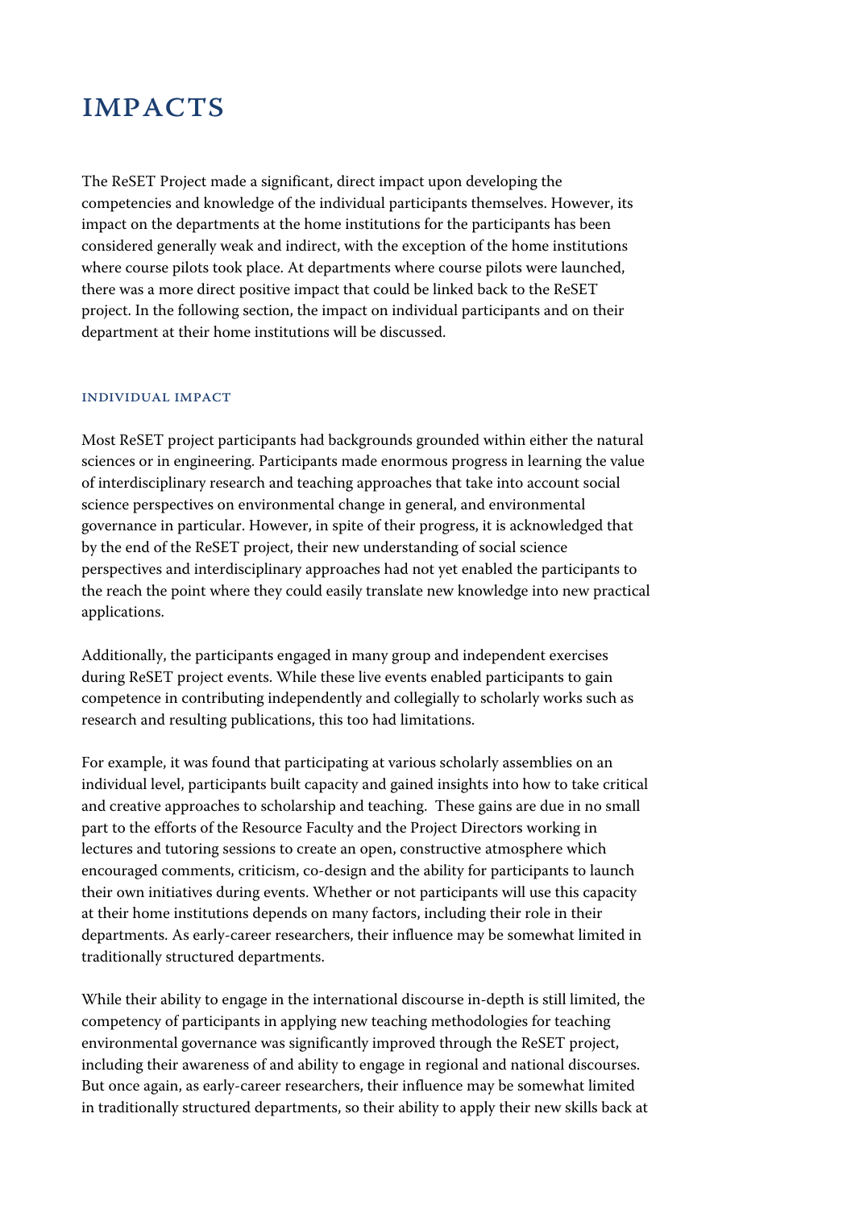# IMPACTS

The ReSET Project made a significant, direct impact upon developing the competencies and knowledge of the individual participants themselves. However, its impact on the departments at the home institutions for the participants has been considered generally weak and indirect, with the exception of the home institutions where course pilots took place. At departments where course pilots were launched, there was a more direct positive impact that could be linked back to the ReSET project. In the following section, the impact on individual participants and on their department at their home institutions will be discussed.

### INDIVIDUAL IMPACT

Most ReSET project participants had backgrounds grounded within either the natural sciences or in engineering. Participants made enormous progress in learning the value of interdisciplinary research and teaching approaches that take into account social science perspectives on environmental change in general, and environmental governance in particular. However, in spite of their progress, it is acknowledged that by the end of the ReSET project, their new understanding of social science perspectives and interdisciplinary approaches had not yet enabled the participants to the reach the point where they could easily translate new knowledge into new practical applications.

Additionally, the participants engaged in many group and independent exercises during ReSET project events. While these live events enabled participants to gain competence in contributing independently and collegially to scholarly works such as research and resulting publications, this too had limitations.

For example, it was found that participating at various scholarly assemblies on an individual level, participants built capacity and gained insights into how to take critical and creative approaches to scholarship and teaching.  These gains are due in no small part to the efforts of the Resource Faculty and the Project Directors working in lectures and tutoring sessions to create an open, constructive atmosphere which encouraged comments, criticism, co-design and the ability for participants to launch their own initiatives during events. Whether or not participants will use this capacity at their home institutions depends on many factors, including their role in their departments. As early-career researchers, their influence may be somewhat limited in traditionally structured departments.

While their ability to engage in the international discourse in-depth is still limited, the competency of participants in applying new teaching methodologies for teaching environmental governance was significantly improved through the ReSET project, including their awareness of and ability to engage in regional and national discourses. But once again, as early-career researchers, their influence may be somewhat limited in traditionally structured departments, so their ability to apply their new skills back at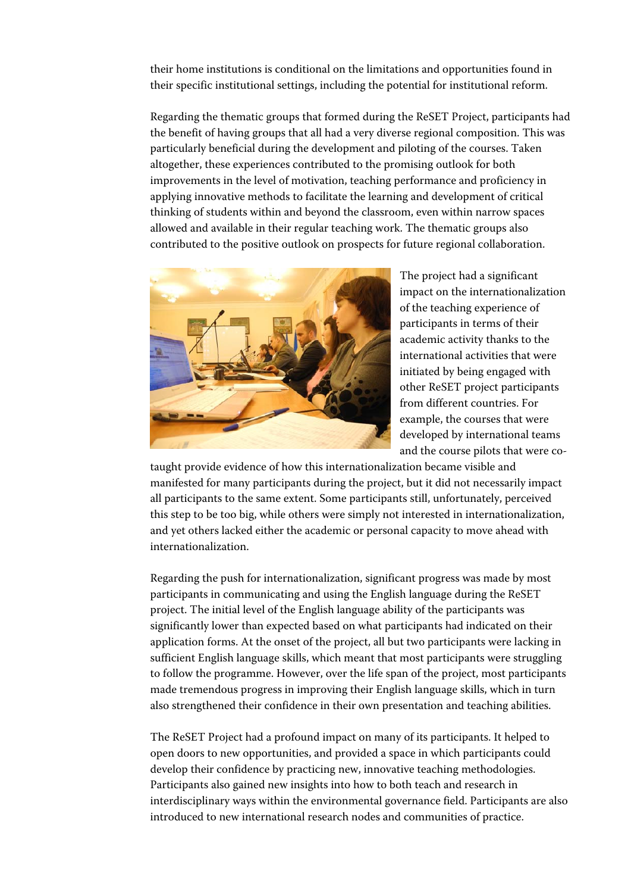their home institutions is conditional on the limitations and opportunities found in their specific institutional settings, including the potential for institutional reform.

Regarding the thematic groups that formed during the ReSET Project, participants had the benefit of having groups that all had a very diverse regional composition. This was particularly beneficial during the development and piloting of the courses. Taken altogether, these experiences contributed to the promising outlook for both improvements in the level of motivation, teaching performance and proficiency in applying innovative methods to facilitate the learning and development of critical thinking of students within and beyond the classroom, even within narrow spaces allowed and available in their regular teaching work. The thematic groups also contributed to the positive outlook on prospects for future regional collaboration.

The project had a significant impact on the internationalization of the teaching experience of participants in terms of their academic activity thanks to the international activities that were initiated by being engaged with other ReSET project participants from different countries. For example, the courses that were developed by international teams and the course pilots that were co-taught provide evidence of how this internationalization became visible and manifested for many participants during the project, but it did not necessarily impact all participants to the same extent. Some participants still, unfortunately, perceived this step to be too big, while others were simply not interested in internationalization, and yet others lacked either the academic or personal capacity to move ahead with internationalization.

Regarding the push for internationalization, significant progress was made by most participants in communicating and using the English language during the ReSET project. The initial level of the English language ability of the participants was significantly lower than expected based on what participants had indicated on their application forms. At the onset of the project, all but two participants were lacking in sufficient English language skills, which meant that most participants were struggling to follow the programme. However, over the life span of the project, most participants made tremendous progress in improving their English language skills, which in turn also strengthened their confidence in their own presentation and teaching abilities.

The ReSET Project had a profound impact on many of its participants. It helped to open doors to new opportunities, and provided a space in which participants could develop their confidence by practicing new, innovative teaching methodologies. Participants also gained new insights into how to both teach and research in interdisciplinary ways within the environmental governance field. Participants are also introduced to new international research nodes and communities of practice.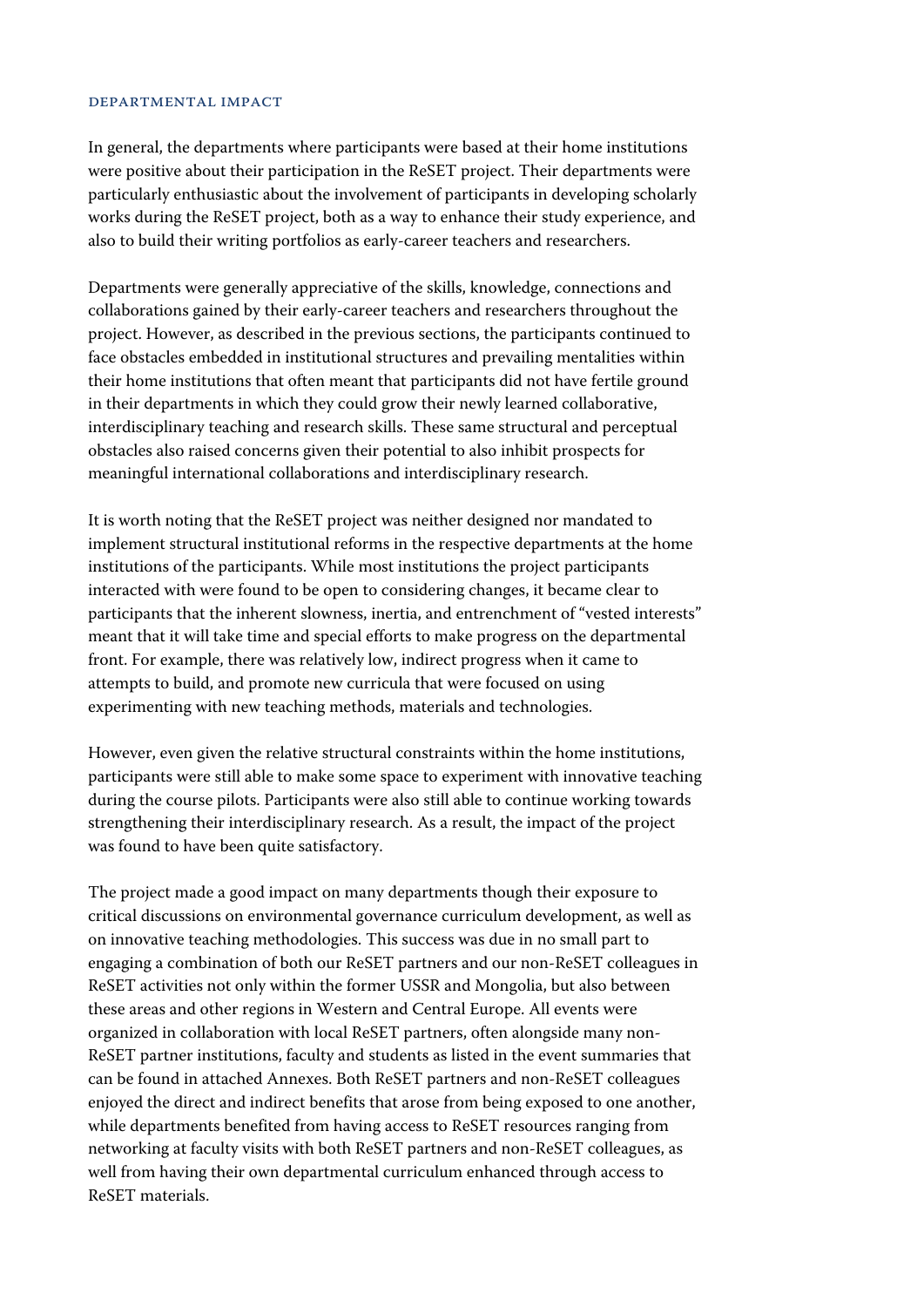### DEPARTMENTAL IMPACT

In general, the departments where participants were based at their home institutions were positive about their participation in the ReSET project. Their departments were particularly enthusiastic about the involvement of participants in developing scholarly works during the ReSET project, both as a way to enhance their study experience, and also to build their writing portfolios as early-career teachers and researchers.

Departments were generally appreciative of the skills, knowledge, connections and collaborations gained by their early-career teachers and researchers throughout the project. However, as described in the previous sections, the participants continued to face obstacles embedded in institutional structures and prevailing mentalities within their home institutions that often meant that participants did not have fertile ground in their departments in which they could grow their newly learned collaborative, interdisciplinary teaching and research skills. These same structural and perceptual obstacles also raised concerns given their potential to also inhibit prospects for meaningful international collaborations and interdisciplinary research.

It is worth noting that the ReSET project was neither designed nor mandated to implement structural institutional reforms in the respective departments at the home institutions of the participants. While most institutions the project participants interacted with were found to be open to considering changes, it became clear to participants that the inherent slowness, inertia, and entrenchment of "vested interests" meant that it will take time and special efforts to make progress on the departmental front. For example, there was relatively low, indirect progress when it came to attempts to build, and promote new curricula that were focused on using experimenting with new teaching methods, materials and technologies.

However, even given the relative structural constraints within the home institutions, participants were still able to make some space to experiment with innovative teaching during the course pilots. Participants were also still able to continue working towards strengthening their interdisciplinary research. As a result, the impact of the project was found to have been quite satisfactory.

The project made a good impact on many departments though their exposure to critical discussions on environmental governance curriculum development, as well as on innovative teaching methodologies. This success was due in no small part to engaging a combination of both our ReSET partners and our non-ReSET colleagues in ReSET activities not only within the former USSR and Mongolia, but also between these areas and other regions in Western and Central Europe. All events were organized in collaboration with local ReSET partners, often alongside many non-ReSET partner institutions, faculty and students as listed in the event summaries that can be found in attached Annexes. Both ReSET partners and non-ReSET colleagues enjoyed the direct and indirect benefits that arose from being exposed to one another, while departments benefited from having access to ReSET resources ranging from networking at faculty visits with both ReSET partners and non-ReSET colleagues, as well from having their own departmental curriculum enhanced through access to ReSET materials.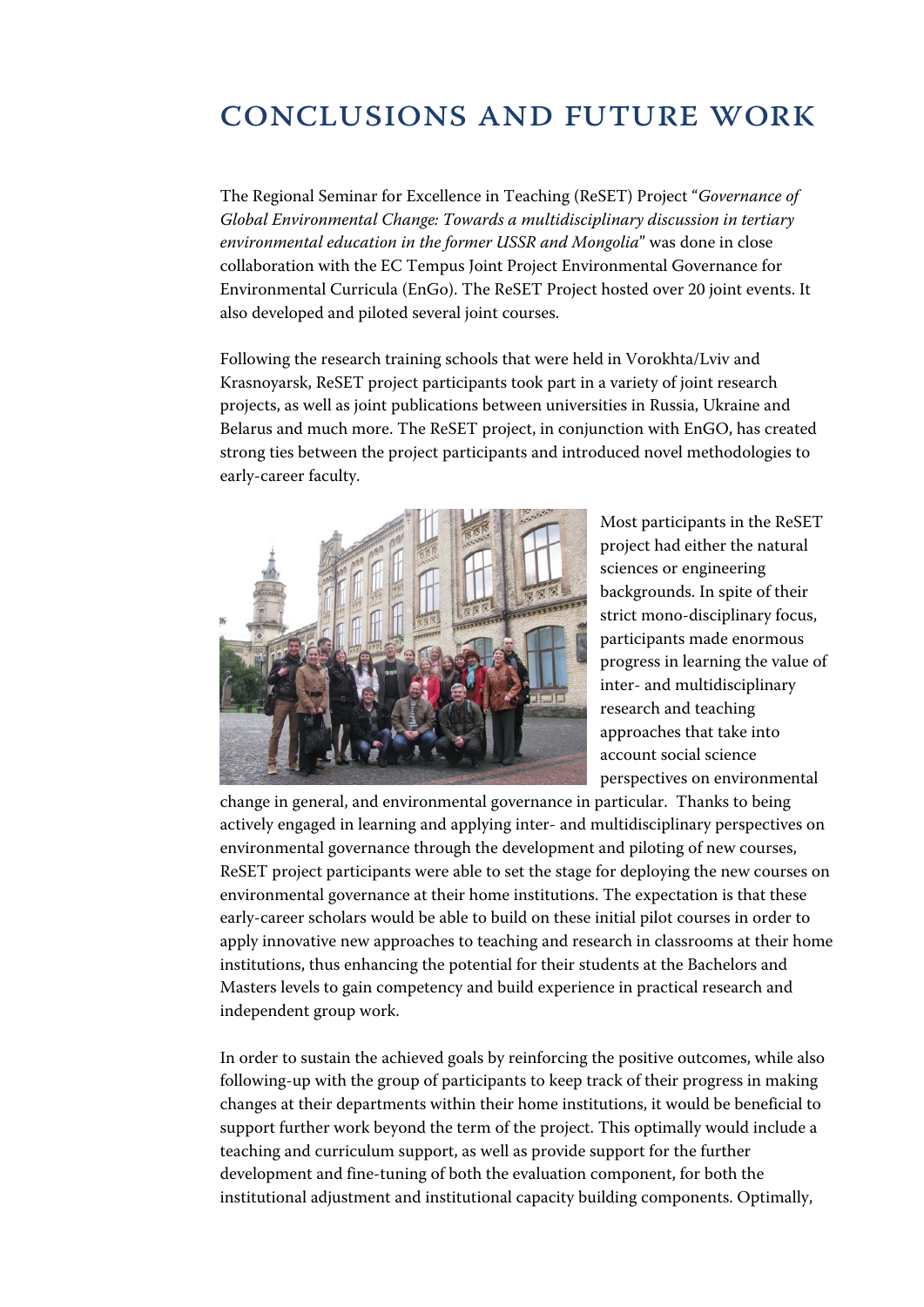# CONCLUSIONS AND FUTURE WORK

The Regional Seminar for Excellence in Teaching (ReSET) Project "*Governance of Global Environmental Change: Towards a multidisciplinary discussion in tertiary environmental education in the former USSR and Mongolia*" was done in close collaboration with the EC Tempus Joint Project Environmental Governance for Environmental Curricula (EnGo). The ReSET Project hosted over 20 joint events. It also developed and piloted several joint courses.

Following the research training schools that were held in Vorokhta/Lviv and Krasnoyarsk, ReSET project participants took part in a variety of joint research projects, as well as joint publications between universities in Russia, Ukraine and Belarus and much more. The ReSET project, in conjunction with EnGO, has created strong ties between the project participants and introduced novel methodologies to early-career faculty.

Most participants in the ReSET project had either the natural sciences or engineering backgrounds. In spite of their strict mono-disciplinary focus, participants made enormous progress in learning the value of inter- and multidisciplinary research and teaching approaches that take into account social science perspectives on environmental change in general, and environmental governance in particular. Thanks to being actively engaged in learning and applying inter- and multidisciplinary perspectives on environmental governance through the development and piloting of new courses, ReSET project participants were able to set the stage for deploying the new courses on environmental governance at their home institutions. The expectation is that these early-career scholars would be able to build on these initial pilot courses in order to apply innovative new approaches to teaching and research in classrooms at their home institutions, thus enhancing the potential for their students at the Bachelors and Masters levels to gain competency and build experience in practical research and independent group work.

In order to sustain the achieved goals by reinforcing the positive outcomes, while also following-up with the group of participants to keep track of their progress in making changes at their departments within their home institutions, it would be beneficial to support further work beyond the term of the project. This optimally would include a teaching and curriculum support, as well as provide support for the further development and fine-tuning of both the evaluation component, for both the institutional adjustment and institutional capacity building components. Optimally,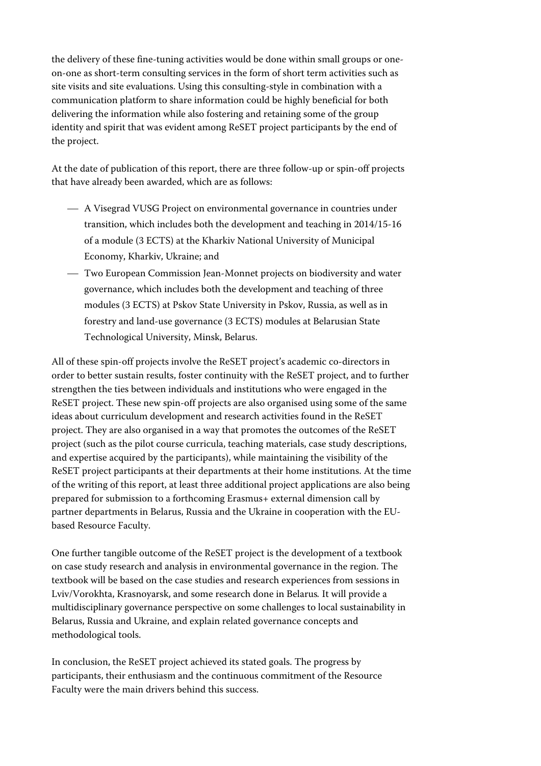the delivery of these fine-tuning activities would be done within small groups or one-on-one as short-term consulting services in the form of short term activities such as site visits and site evaluations. Using this consulting-style in combination with a communication platform to share information could be highly beneficial for both delivering the information while also fostering and retaining some of the group identity and spirit that was evident among ReSET project participants by the end of the project.

At the date of publication of this report, there are three follow-up or spin-off projects that have already been awarded, which are as follows:

- A Visegrad VUSG Project on environmental governance in countries under transition, which includes both the development and teaching in 2014/15-16 of a module (3 ECTS) at the Kharkiv National University of Municipal Economy, Kharkiv, Ukraine; and
- Two European Commission Jean-Monnet projects on biodiversity and water governance, which includes both the development and teaching of three modules (3 ECTS) at Pskov State University in Pskov, Russia, as well as in forestry and land-use governance (3 ECTS) modules at Belarusian State Technological University, Minsk, Belarus.

All of these spin-off projects involve the ReSET project's academic co-directors in order to better sustain results, foster continuity with the ReSET project, and to further strengthen the ties between individuals and institutions who were engaged in the ReSET project. These new spin-off projects are also organised using some of the same ideas about curriculum development and research activities found in the ReSET project. They are also organised in a way that promotes the outcomes of the ReSET project (such as the pilot course curricula, teaching materials, case study descriptions, and expertise acquired by the participants), while maintaining the visibility of the ReSET project participants at their departments at their home institutions. At the time of the writing of this report, at least three additional project applications are also being prepared for submission to a forthcoming Erasmus+ external dimension call by partner departments in Belarus, Russia and the Ukraine in cooperation with the EU-based Resource Faculty.

One further tangible outcome of the ReSET project is the development of a textbook on case study research and analysis in environmental governance in the region. The textbook will be based on the case studies and research experiences from sessions in Lviv/Vorokhta, Krasnoyarsk, and some research done in Belarus. It will provide a multidisciplinary governance perspective on some challenges to local sustainability in Belarus, Russia and Ukraine, and explain related governance concepts and methodological tools.

In conclusion, the ReSET project achieved its stated goals. The progress by participants, their enthusiasm and the continuous commitment of the Resource Faculty were the main drivers behind this success.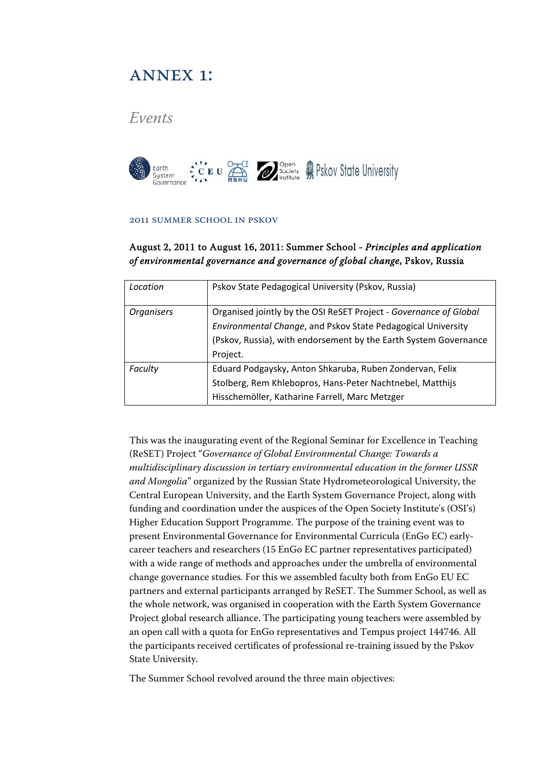# ANNEX 1:

## *Events*

### 2011 SUMMER SCHOOL IN PSKOV

**August 2, 2011 to August 16, 2011: Summer School - *Principles and application of environmental governance and governance of global change*, Pskov, Russia**

| *Location* | Pskov State Pedagogical University (Pskov, Russia) |
|---|---|
| *Organisers* | Organised jointly by the OSI ReSET Project - *Governance of Global Environmental Change*, and Pskov State Pedagogical University (Pskov, Russia), with endorsement by the Earth System Governance Project. |
| *Faculty* | Eduard Podgaysky, Anton Shkaruba, Ruben Zondervan, Felix Stolberg, Rem Khlebopros, Hans-Peter Nachtnebel, Matthijs Hisschemöller, Katharine Farrell, Marc Metzger |

This was the inaugurating event of the Regional Seminar for Excellence in Teaching (ReSET) Project "*Governance of Global Environmental Change: Towards a multidisciplinary discussion in tertiary environmental education in the former USSR and Mongolia*" organized by the Russian State Hydrometeorological University, the Central European University, and the Earth System Governance Project, along with funding and coordination under the auspices of the Open Society Institute's (OSI's) Higher Education Support Programme. The purpose of the training event was to present Environmental Governance for Environmental Curricula (EnGo EC) early-career teachers and researchers (15 EnGo EC partner representatives participated) with a wide range of methods and approaches under the umbrella of environmental change governance studies. For this we assembled faculty both from EnGo EU EC partners and external participants arranged by ReSET. The Summer School, as well as the whole network, was organised in cooperation with the Earth System Governance Project global research alliance. The participating young teachers were assembled by an open call with a quota for EnGo representatives and Tempus project 144746. All the participants received certificates of professional re-training issued by the Pskov State University.

The Summer School revolved around the three main objectives: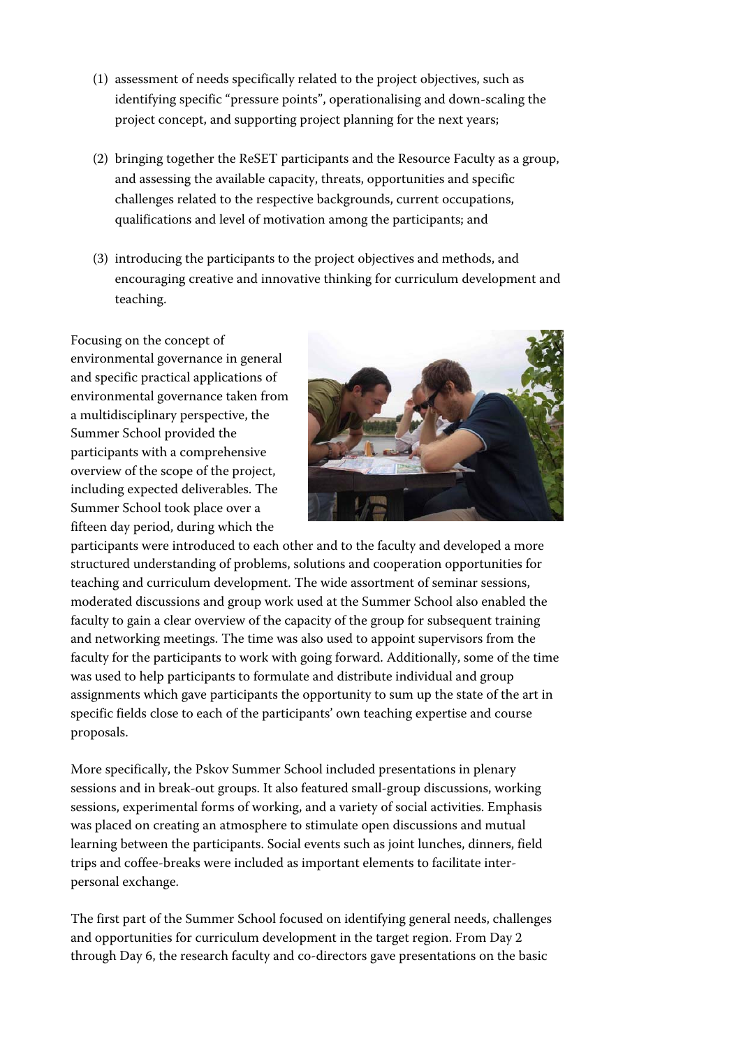(1) assessment of needs specifically related to the project objectives, such as identifying specific "pressure points", operationalising and down-scaling the project concept, and supporting project planning for the next years;

(2) bringing together the ReSET participants and the Resource Faculty as a group, and assessing the available capacity, threats, opportunities and specific challenges related to the respective backgrounds, current occupations, qualifications and level of motivation among the participants; and

(3) introducing the participants to the project objectives and methods, and encouraging creative and innovative thinking for curriculum development and teaching.

Focusing on the concept of environmental governance in general and specific practical applications of environmental governance taken from a multidisciplinary perspective, the Summer School provided the participants with a comprehensive overview of the scope of the project, including expected deliverables. The Summer School took place over a fifteen day period, during which the participants were introduced to each other and to the faculty and developed a more structured understanding of problems, solutions and cooperation opportunities for teaching and curriculum development. The wide assortment of seminar sessions, moderated discussions and group work used at the Summer School also enabled the faculty to gain a clear overview of the capacity of the group for subsequent training and networking meetings. The time was also used to appoint supervisors from the faculty for the participants to work with going forward. Additionally, some of the time was used to help participants to formulate and distribute individual and group assignments which gave participants the opportunity to sum up the state of the art in specific fields close to each of the participants' own teaching expertise and course proposals.

More specifically, the Pskov Summer School included presentations in plenary sessions and in break-out groups. It also featured small-group discussions, working sessions, experimental forms of working, and a variety of social activities. Emphasis was placed on creating an atmosphere to stimulate open discussions and mutual learning between the participants. Social events such as joint lunches, dinners, field trips and coffee-breaks were included as important elements to facilitate inter-personal exchange.

The first part of the Summer School focused on identifying general needs, challenges and opportunities for curriculum development in the target region. From Day 2 through Day 6, the research faculty and co-directors gave presentations on the basic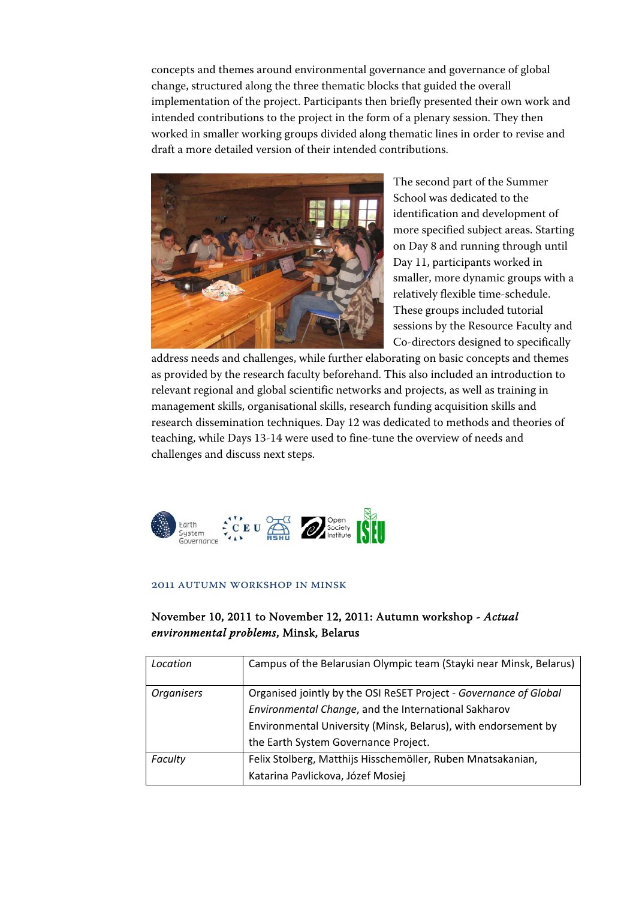concepts and themes around environmental governance and governance of global change, structured along the three thematic blocks that guided the overall implementation of the project. Participants then briefly presented their own work and intended contributions to the project in the form of a plenary session. They then worked in smaller working groups divided along thematic lines in order to revise and draft a more detailed version of their intended contributions.

The second part of the Summer School was dedicated to the identification and development of more specified subject areas. Starting on Day 8 and running through until Day 11, participants worked in smaller, more dynamic groups with a relatively flexible time-schedule. These groups included tutorial sessions by the Resource Faculty and Co-directors designed to specifically address needs and challenges, while further elaborating on basic concepts and themes as provided by the research faculty beforehand. This also included an introduction to relevant regional and global scientific networks and projects, as well as training in management skills, organisational skills, research funding acquisition skills and research dissemination techniques. Day 12 was dedicated to methods and theories of teaching, while Days 13-14 were used to fine-tune the overview of needs and challenges and discuss next steps.

## 2011 AUTUMN WORKSHOP IN MINSK

### November 10, 2011 to November 12, 2011: Autumn workshop - *Actual environmental problems*, Minsk, Belarus

| | |
|---|---|
| *Location* | Campus of the Belarusian Olympic team (Stayki near Minsk, Belarus) |
| *Organisers* | Organised jointly by the OSI ReSET Project - *Governance of Global Environmental Change*, and the International Sakharov Environmental University (Minsk, Belarus), with endorsement by the Earth System Governance Project. |
| *Faculty* | Felix Stolberg, Matthijs Hisschemöller, Ruben Mnatsakanian, Katarina Pavlickova, Józef Mosiej |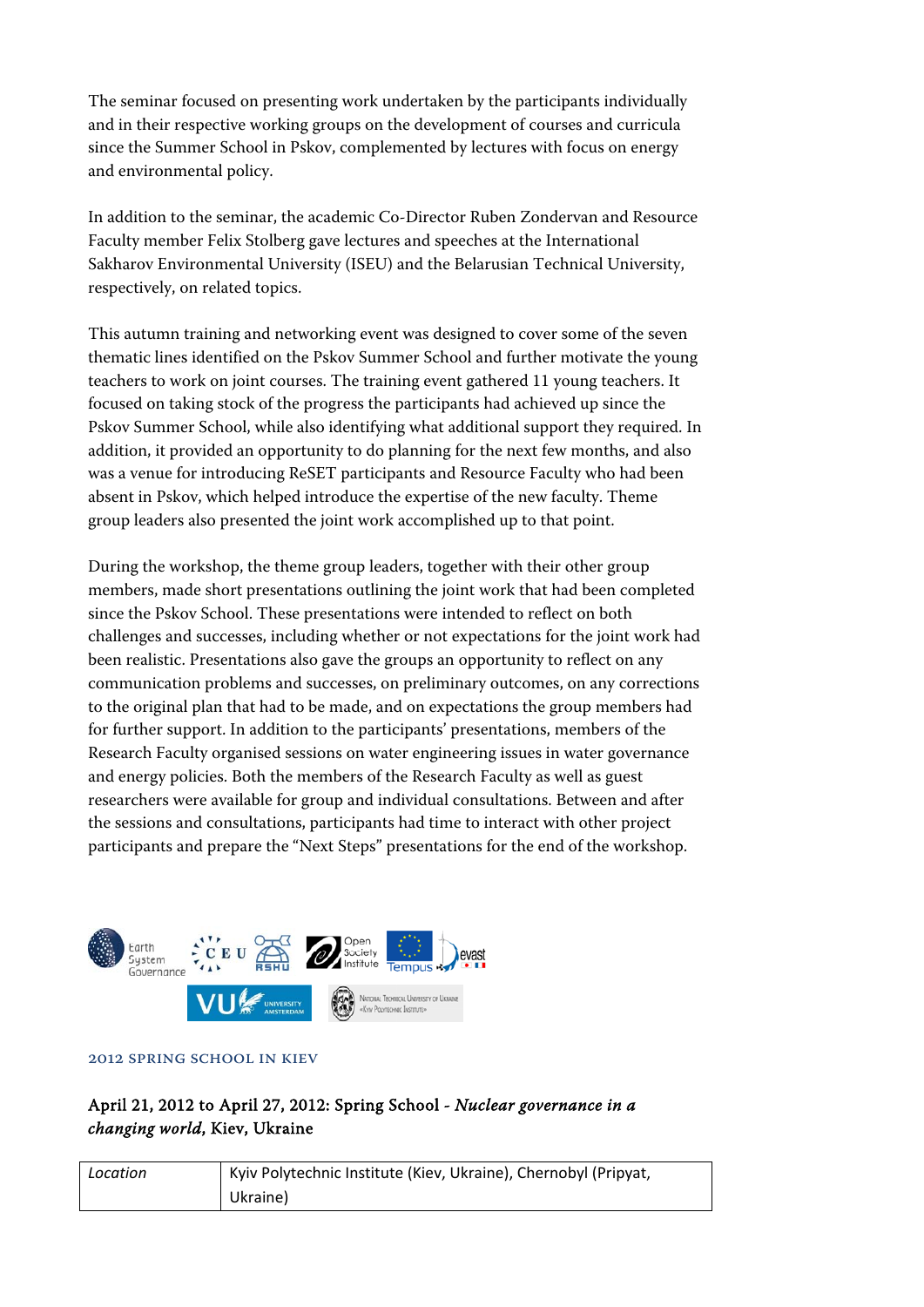The seminar focused on presenting work undertaken by the participants individually and in their respective working groups on the development of courses and curricula since the Summer School in Pskov, complemented by lectures with focus on energy and environmental policy.

In addition to the seminar, the academic Co-Director Ruben Zondervan and Resource Faculty member Felix Stolberg gave lectures and speeches at the International Sakharov Environmental University (ISEU) and the Belarusian Technical University, respectively, on related topics.

This autumn training and networking event was designed to cover some of the seven thematic lines identified on the Pskov Summer School and further motivate the young teachers to work on joint courses. The training event gathered 11 young teachers. It focused on taking stock of the progress the participants had achieved up since the Pskov Summer School, while also identifying what additional support they required. In addition, it provided an opportunity to do planning for the next few months, and also was a venue for introducing ReSET participants and Resource Faculty who had been absent in Pskov, which helped introduce the expertise of the new faculty. Theme group leaders also presented the joint work accomplished up to that point.

During the workshop, the theme group leaders, together with their other group members, made short presentations outlining the joint work that had been completed since the Pskov School. These presentations were intended to reflect on both challenges and successes, including whether or not expectations for the joint work had been realistic. Presentations also gave the groups an opportunity to reflect on any communication problems and successes, on preliminary outcomes, on any corrections to the original plan that had to be made, and on expectations the group members had for further support. In addition to the participants' presentations, members of the Research Faculty organised sessions on water engineering issues in water governance and energy policies. Both the members of the Research Faculty as well as guest researchers were available for group and individual consultations. Between and after the sessions and consultations, participants had time to interact with other project participants and prepare the "Next Steps" presentations for the end of the workshop.

## 2012 Spring School in Kiev

### April 21, 2012 to April 27, 2012: Spring School - *Nuclear governance in a changing world*, Kiev, Ukraine

| *Location* | Kyiv Polytechnic Institute (Kiev, Ukraine), Chernobyl (Pripyat, Ukraine) |
|---|---|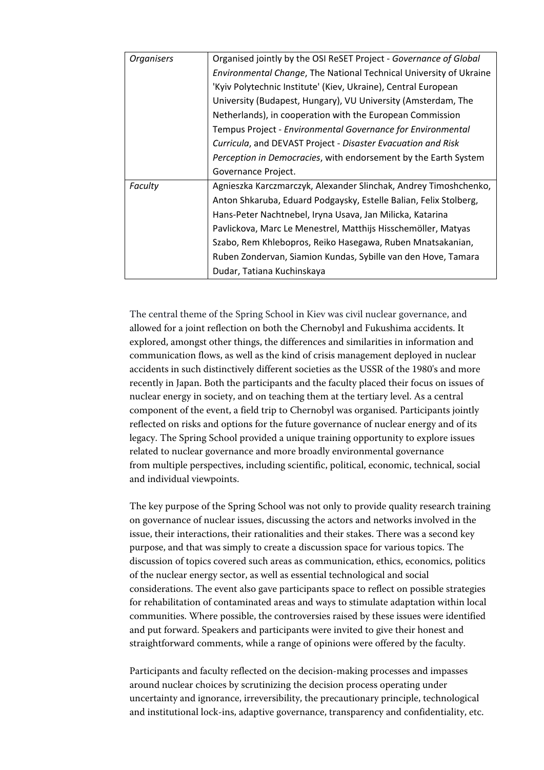| *Organisers* | Organised jointly by the OSI ReSET Project - *Governance of Global Environmental Change*, The National Technical University of Ukraine 'Kyiv Polytechnic Institute' (Kiev, Ukraine), Central European University (Budapest, Hungary), VU University (Amsterdam, The Netherlands), in cooperation with the European Commission Tempus Project - *Environmental Governance for Environmental Curricula*, and DEVAST Project - *Disaster Evacuation and Risk Perception in Democracies*, with endorsement by the Earth System Governance Project. |
|---|---|
| *Faculty* | Agnieszka Karczmarczyk, Alexander Slinchak, Andrey Timoshchenko, Anton Shkaruba, Eduard Podgaysky, Estelle Balian, Felix Stolberg, Hans-Peter Nachtnebel, Iryna Usava, Jan Milicka, Katarina Pavlickova, Marc Le Menestrel, Matthijs Hisschemöller, Matyas Szabo, Rem Khlebopros, Reiko Hasegawa, Ruben Mnatsakanian, Ruben Zondervan, Siamion Kundas, Sybille van den Hove, Tamara Dudar, Tatiana Kuchinskaya |

The central theme of the Spring School in Kiev was civil nuclear governance, and allowed for a joint reflection on both the Chernobyl and Fukushima accidents. It explored, amongst other things, the differences and similarities in information and communication flows, as well as the kind of crisis management deployed in nuclear accidents in such distinctively different societies as the USSR of the 1980's and more recently in Japan. Both the participants and the faculty placed their focus on issues of nuclear energy in society, and on teaching them at the tertiary level. As a central component of the event, a field trip to Chernobyl was organised. Participants jointly reflected on risks and options for the future governance of nuclear energy and of its legacy. The Spring School provided a unique training opportunity to explore issues related to nuclear governance and more broadly environmental governance from multiple perspectives, including scientific, political, economic, technical, social and individual viewpoints.

The key purpose of the Spring School was not only to provide quality research training on governance of nuclear issues, discussing the actors and networks involved in the issue, their interactions, their rationalities and their stakes. There was a second key purpose, and that was simply to create a discussion space for various topics. The discussion of topics covered such areas as communication, ethics, economics, politics of the nuclear energy sector, as well as essential technological and social considerations. The event also gave participants space to reflect on possible strategies for rehabilitation of contaminated areas and ways to stimulate adaptation within local communities. Where possible, the controversies raised by these issues were identified and put forward. Speakers and participants were invited to give their honest and straightforward comments, while a range of opinions were offered by the faculty.

Participants and faculty reflected on the decision-making processes and impasses around nuclear choices by scrutinizing the decision process operating under uncertainty and ignorance, irreversibility, the precautionary principle, technological and institutional lock-ins, adaptive governance, transparency and confidentiality, etc.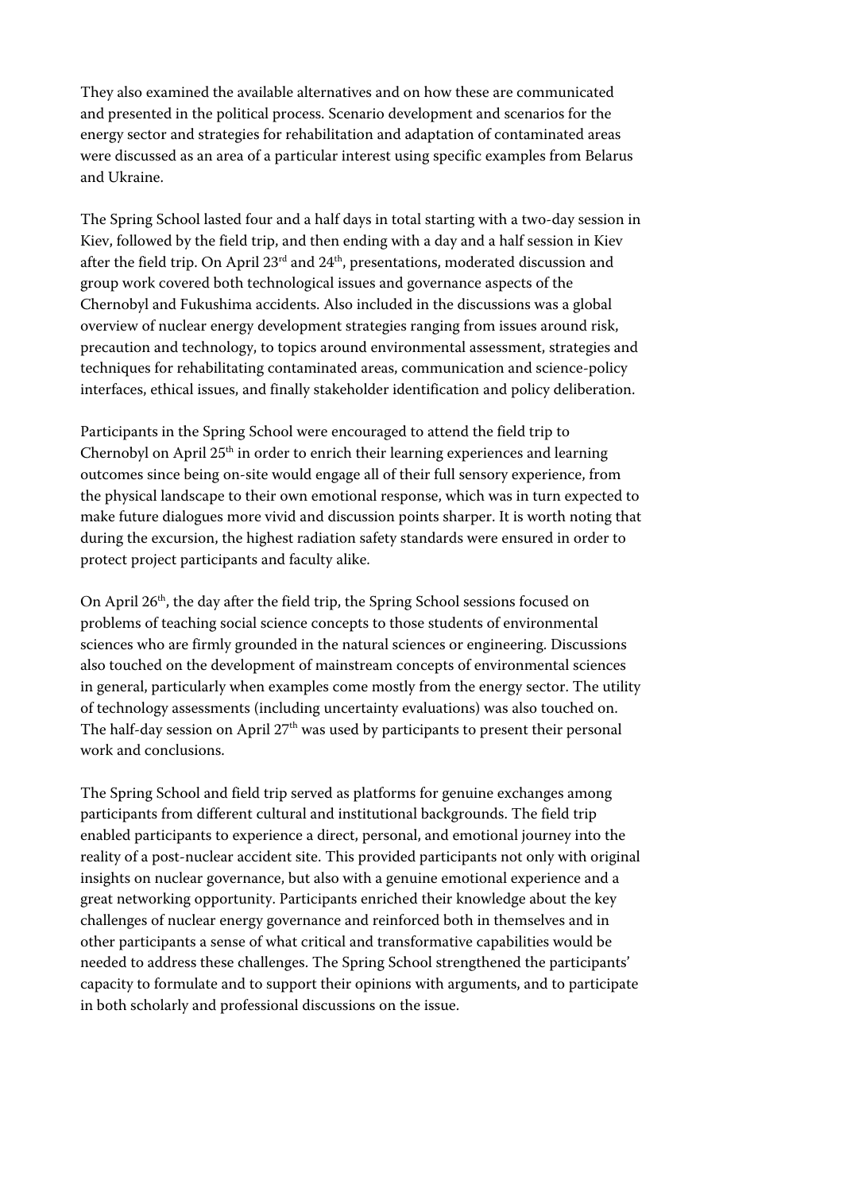They also examined the available alternatives and on how these are communicated and presented in the political process. Scenario development and scenarios for the energy sector and strategies for rehabilitation and adaptation of contaminated areas were discussed as an area of a particular interest using specific examples from Belarus and Ukraine.

The Spring School lasted four and a half days in total starting with a two-day session in Kiev, followed by the field trip, and then ending with a day and a half session in Kiev after the field trip. On April 23rd and 24th, presentations, moderated discussion and group work covered both technological issues and governance aspects of the Chernobyl and Fukushima accidents. Also included in the discussions was a global overview of nuclear energy development strategies ranging from issues around risk, precaution and technology, to topics around environmental assessment, strategies and techniques for rehabilitating contaminated areas, communication and science-policy interfaces, ethical issues, and finally stakeholder identification and policy deliberation.

Participants in the Spring School were encouraged to attend the field trip to Chernobyl on April 25th in order to enrich their learning experiences and learning outcomes since being on-site would engage all of their full sensory experience, from the physical landscape to their own emotional response, which was in turn expected to make future dialogues more vivid and discussion points sharper. It is worth noting that during the excursion, the highest radiation safety standards were ensured in order to protect project participants and faculty alike.

On April 26th, the day after the field trip, the Spring School sessions focused on problems of teaching social science concepts to those students of environmental sciences who are firmly grounded in the natural sciences or engineering. Discussions also touched on the development of mainstream concepts of environmental sciences in general, particularly when examples come mostly from the energy sector. The utility of technology assessments (including uncertainty evaluations) was also touched on. The half-day session on April 27th was used by participants to present their personal work and conclusions.

The Spring School and field trip served as platforms for genuine exchanges among participants from different cultural and institutional backgrounds. The field trip enabled participants to experience a direct, personal, and emotional journey into the reality of a post-nuclear accident site. This provided participants not only with original insights on nuclear governance, but also with a genuine emotional experience and a great networking opportunity. Participants enriched their knowledge about the key challenges of nuclear energy governance and reinforced both in themselves and in other participants a sense of what critical and transformative capabilities would be needed to address these challenges. The Spring School strengthened the participants' capacity to formulate and to support their opinions with arguments, and to participate in both scholarly and professional discussions on the issue.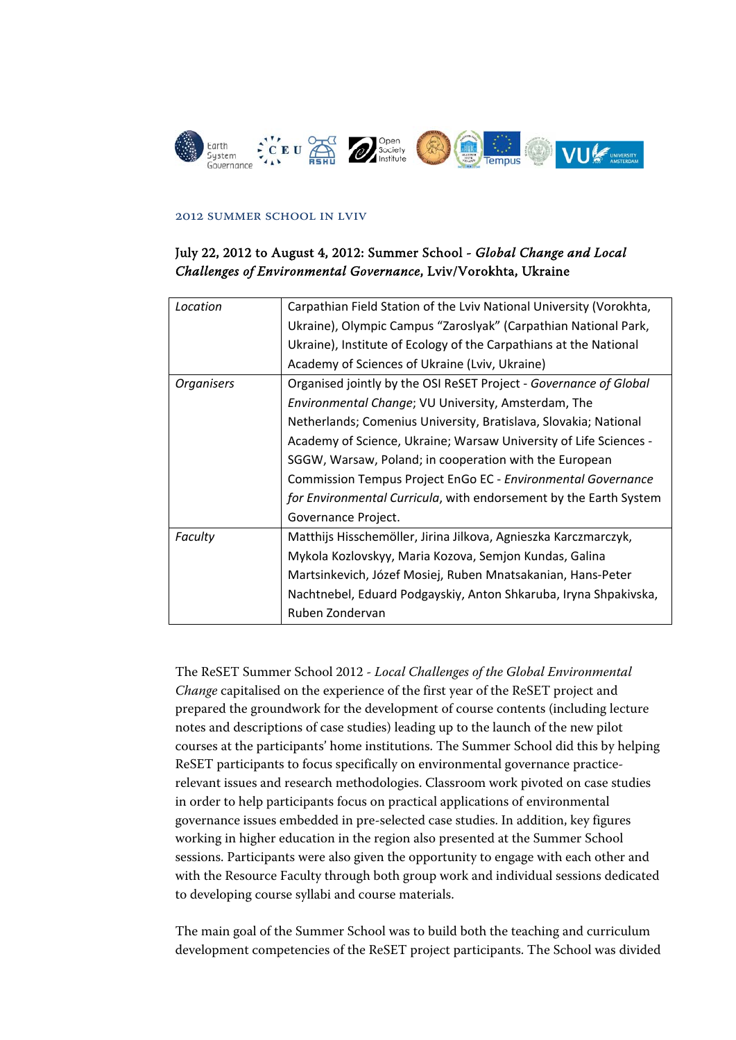## 2012 Summer School in Lviv

### July 22, 2012 to August 4, 2012: Summer School - *Global Change and Local Challenges of Environmental Governance*, Lviv/Vorokhta, Ukraine

| | |
|---|---|
| *Location* | Carpathian Field Station of the Lviv National University (Vorokhta, Ukraine), Olympic Campus "Zaroslyak" (Carpathian National Park, Ukraine), Institute of Ecology of the Carpathians at the National Academy of Sciences of Ukraine (Lviv, Ukraine) |
| *Organisers* | Organised jointly by the OSI ReSET Project - *Governance of Global Environmental Change*; VU University, Amsterdam, The Netherlands; Comenius University, Bratislava, Slovakia; National Academy of Science, Ukraine; Warsaw University of Life Sciences - SGGW, Warsaw, Poland; in cooperation with the European Commission Tempus Project EnGo EC - *Environmental Governance for Environmental Curricula*, with endorsement by the Earth System Governance Project. |
| *Faculty* | Matthijs Hisschemöller, Jirina Jilkova, Agnieszka Karczmarczyk, Mykola Kozlovskyy, Maria Kozova, Semjon Kundas, Galina Martsinkevich, Józef Mosiej, Ruben Mnatsakanian, Hans-Peter Nachtnebel, Eduard Podgayskiy, Anton Shkaruba, Iryna Shpakivska, Ruben Zondervan |

The ReSET Summer School 2012 - *Local Challenges of the Global Environmental Change* capitalised on the experience of the first year of the ReSET project and prepared the groundwork for the development of course contents (including lecture notes and descriptions of case studies) leading up to the launch of the new pilot courses at the participants' home institutions. The Summer School did this by helping ReSET participants to focus specifically on environmental governance practice-relevant issues and research methodologies. Classroom work pivoted on case studies in order to help participants focus on practical applications of environmental governance issues embedded in pre-selected case studies. In addition, key figures working in higher education in the region also presented at the Summer School sessions. Participants were also given the opportunity to engage with each other and with the Resource Faculty through both group work and individual sessions dedicated to developing course syllabi and course materials.

The main goal of the Summer School was to build both the teaching and curriculum development competencies of the ReSET project participants. The School was divided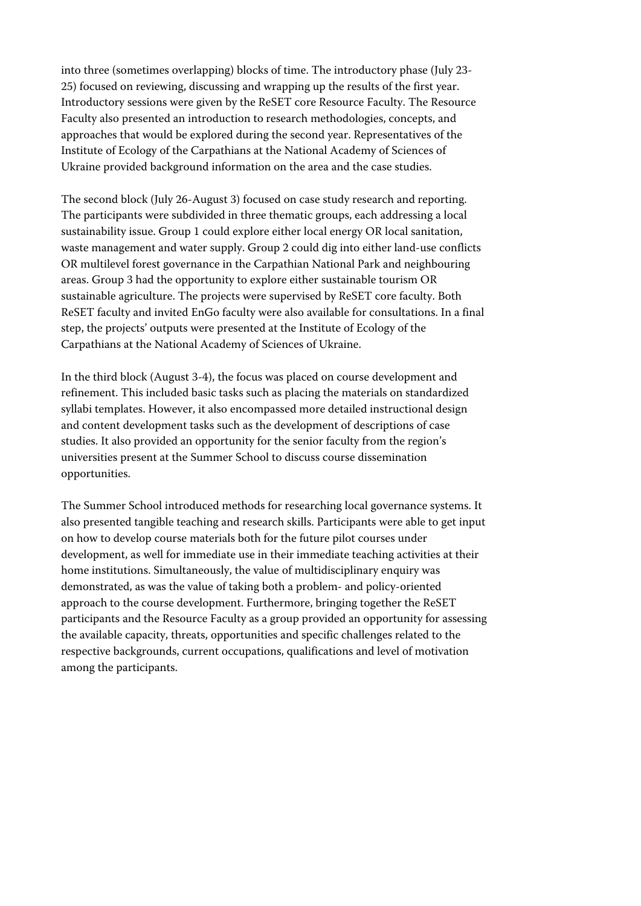into three (sometimes overlapping) blocks of time. The introductory phase (July 23-25) focused on reviewing, discussing and wrapping up the results of the first year. Introductory sessions were given by the ReSET core Resource Faculty. The Resource Faculty also presented an introduction to research methodologies, concepts, and approaches that would be explored during the second year. Representatives of the Institute of Ecology of the Carpathians at the National Academy of Sciences of Ukraine provided background information on the area and the case studies.

The second block (July 26-August 3) focused on case study research and reporting. The participants were subdivided in three thematic groups, each addressing a local sustainability issue. Group 1 could explore either local energy OR local sanitation, waste management and water supply. Group 2 could dig into either land-use conflicts OR multilevel forest governance in the Carpathian National Park and neighbouring areas. Group 3 had the opportunity to explore either sustainable tourism OR sustainable agriculture. The projects were supervised by ReSET core faculty. Both ReSET faculty and invited EnGo faculty were also available for consultations. In a final step, the projects' outputs were presented at the Institute of Ecology of the Carpathians at the National Academy of Sciences of Ukraine.

In the third block (August 3-4), the focus was placed on course development and refinement. This included basic tasks such as placing the materials on standardized syllabi templates. However, it also encompassed more detailed instructional design and content development tasks such as the development of descriptions of case studies. It also provided an opportunity for the senior faculty from the region's universities present at the Summer School to discuss course dissemination opportunities.

The Summer School introduced methods for researching local governance systems. It also presented tangible teaching and research skills. Participants were able to get input on how to develop course materials both for the future pilot courses under development, as well for immediate use in their immediate teaching activities at their home institutions. Simultaneously, the value of multidisciplinary enquiry was demonstrated, as was the value of taking both a problem- and policy-oriented approach to the course development. Furthermore, bringing together the ReSET participants and the Resource Faculty as a group provided an opportunity for assessing the available capacity, threats, opportunities and specific challenges related to the respective backgrounds, current occupations, qualifications and level of motivation among the participants.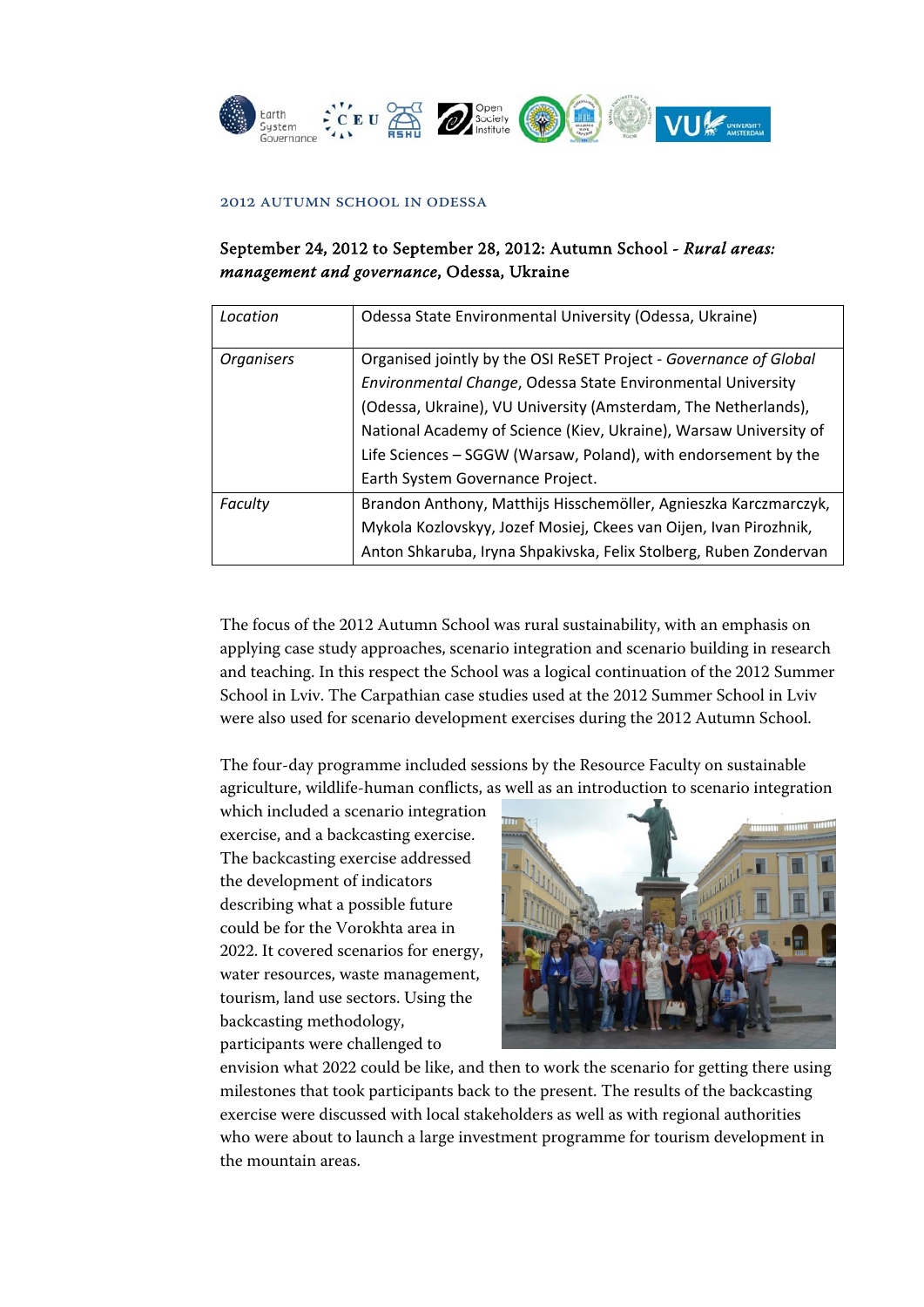## 2012 Autumn School in Odessa

### September 24, 2012 to September 28, 2012: Autumn School - *Rural areas: management and governance*, Odessa, Ukraine

| *Location* | Odessa State Environmental University (Odessa, Ukraine) |
|---|---|
| *Organisers* | Organised jointly by the OSI ReSET Project - *Governance of Global Environmental Change*, Odessa State Environmental University (Odessa, Ukraine), VU University (Amsterdam, The Netherlands), National Academy of Science (Kiev, Ukraine), Warsaw University of Life Sciences – SGGW (Warsaw, Poland), with endorsement by the Earth System Governance Project. |
| *Faculty* | Brandon Anthony, Matthijs Hisschemöller, Agnieszka Karczmarczyk, Mykola Kozlovskyy, Jozef Mosiej, Ckees van Oijen, Ivan Pirozhnik, Anton Shkaruba, Iryna Shpakivska, Felix Stolberg, Ruben Zondervan |

The focus of the 2012 Autumn School was rural sustainability, with an emphasis on applying case study approaches, scenario integration and scenario building in research and teaching. In this respect the School was a logical continuation of the 2012 Summer School in Lviv. The Carpathian case studies used at the 2012 Summer School in Lviv were also used for scenario development exercises during the 2012 Autumn School.

The four-day programme included sessions by the Resource Faculty on sustainable agriculture, wildlife-human conflicts, as well as an introduction to scenario integration which included a scenario integration exercise, and a backcasting exercise. The backcasting exercise addressed the development of indicators describing what a possible future could be for the Vorokhta area in 2022. It covered scenarios for energy, water resources, waste management, tourism, land use sectors. Using the backcasting methodology, participants were challenged to envision what 2022 could be like, and then to work the scenario for getting there using milestones that took participants back to the present. The results of the backcasting exercise were discussed with local stakeholders as well as with regional authorities who were about to launch a large investment programme for tourism development in the mountain areas.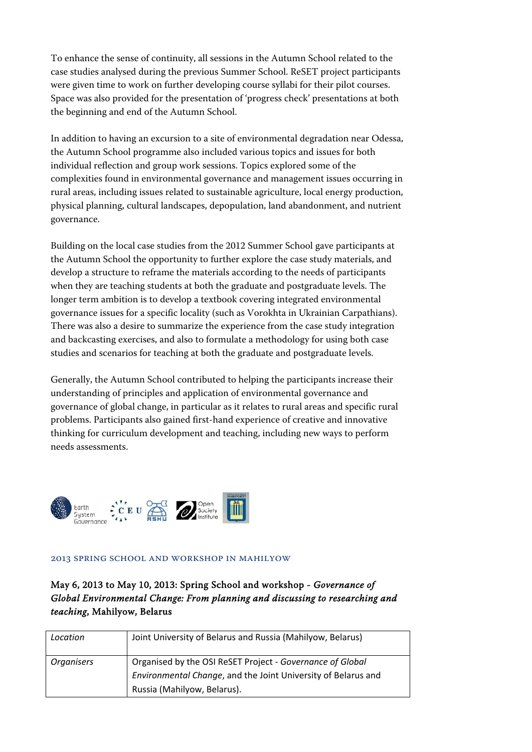To enhance the sense of continuity, all sessions in the Autumn School related to the case studies analysed during the previous Summer School. ReSET project participants were given time to work on further developing course syllabi for their pilot courses. Space was also provided for the presentation of 'progress check' presentations at both the beginning and end of the Autumn School.

In addition to having an excursion to a site of environmental degradation near Odessa, the Autumn School programme also included various topics and issues for both individual reflection and group work sessions. Topics explored some of the complexities found in environmental governance and management issues occurring in rural areas, including issues related to sustainable agriculture, local energy production, physical planning, cultural landscapes, depopulation, land abandonment, and nutrient governance.

Building on the local case studies from the 2012 Summer School gave participants at the Autumn School the opportunity to further explore the case study materials, and develop a structure to reframe the materials according to the needs of participants when they are teaching students at both the graduate and postgraduate levels. The longer term ambition is to develop a textbook covering integrated environmental governance issues for a specific locality (such as Vorokhta in Ukrainian Carpathians). There was also a desire to summarize the experience from the case study integration and backcasting exercises, and also to formulate a methodology for using both case studies and scenarios for teaching at both the graduate and postgraduate levels.

Generally, the Autumn School contributed to helping the participants increase their understanding of principles and application of environmental governance and governance of global change, in particular as it relates to rural areas and specific rural problems. Participants also gained first-hand experience of creative and innovative thinking for curriculum development and teaching, including new ways to perform needs assessments.

### 2013 Spring School and Workshop in Mahilyow

**May 6, 2013 to May 10, 2013: Spring School and workshop -** ***Governance of Global Environmental Change: From planning and discussing to researching and teaching*****, Mahilyow, Belarus**

| | |
|---|---|
| *Location* | Joint University of Belarus and Russia (Mahilyow, Belarus) |
| *Organisers* | Organised by the OSI ReSET Project - *Governance of Global Environmental Change*, and the Joint University of Belarus and Russia (Mahilyow, Belarus). |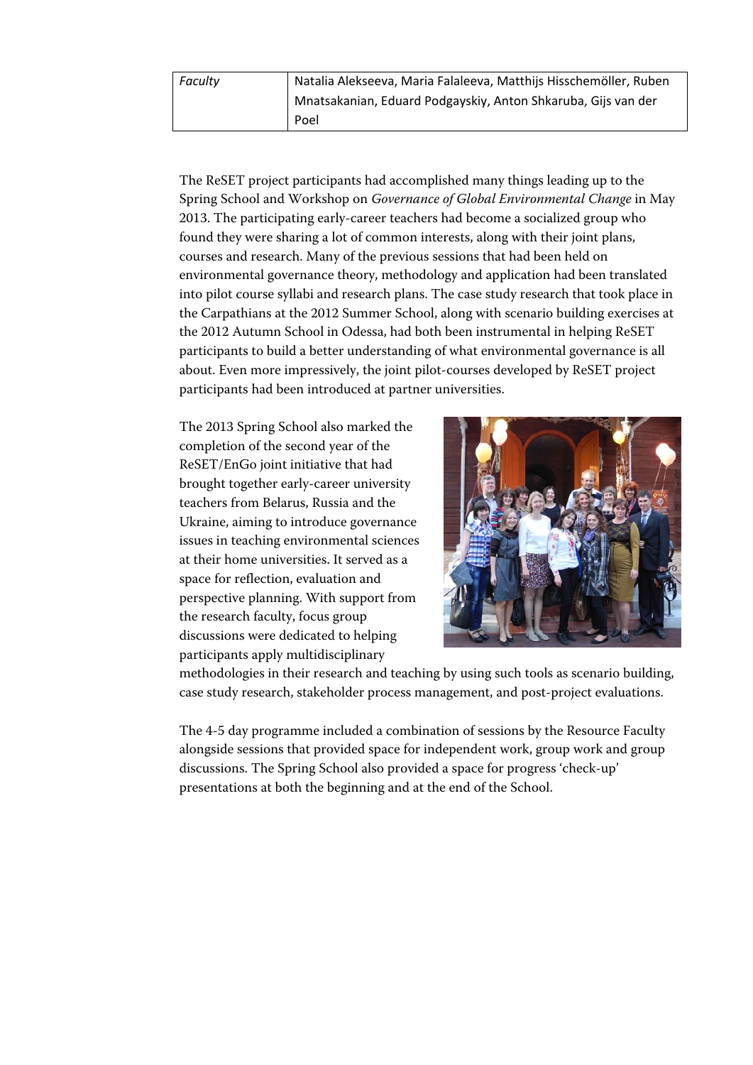| *Faculty* | Natalia Alekseeva, Maria Falaleeva, Matthijs Hisschemöller, Ruben Mnatsakanian, Eduard Podgayskiy, Anton Shkaruba, Gijs van der Poel |
|---|---|

The ReSET project participants had accomplished many things leading up to the Spring School and Workshop on *Governance of Global Environmental Change* in May 2013. The participating early-career teachers had become a socialized group who found they were sharing a lot of common interests, along with their joint plans, courses and research. Many of the previous sessions that had been held on environmental governance theory, methodology and application had been translated into pilot course syllabi and research plans. The case study research that took place in the Carpathians at the 2012 Summer School, along with scenario building exercises at the 2012 Autumn School in Odessa, had both been instrumental in helping ReSET participants to build a better understanding of what environmental governance is all about. Even more impressively, the joint pilot-courses developed by ReSET project participants had been introduced at partner universities.

The 2013 Spring School also marked the completion of the second year of the ReSET/EnGo joint initiative that had brought together early-career university teachers from Belarus, Russia and the Ukraine, aiming to introduce governance issues in teaching environmental sciences at their home universities. It served as a space for reflection, evaluation and perspective planning. With support from the research faculty, focus group discussions were dedicated to helping participants apply multidisciplinary methodologies in their research and teaching by using such tools as scenario building, case study research, stakeholder process management, and post-project evaluations.

The 4-5 day programme included a combination of sessions by the Resource Faculty alongside sessions that provided space for independent work, group work and group discussions. The Spring School also provided a space for progress 'check-up' presentations at both the beginning and at the end of the School.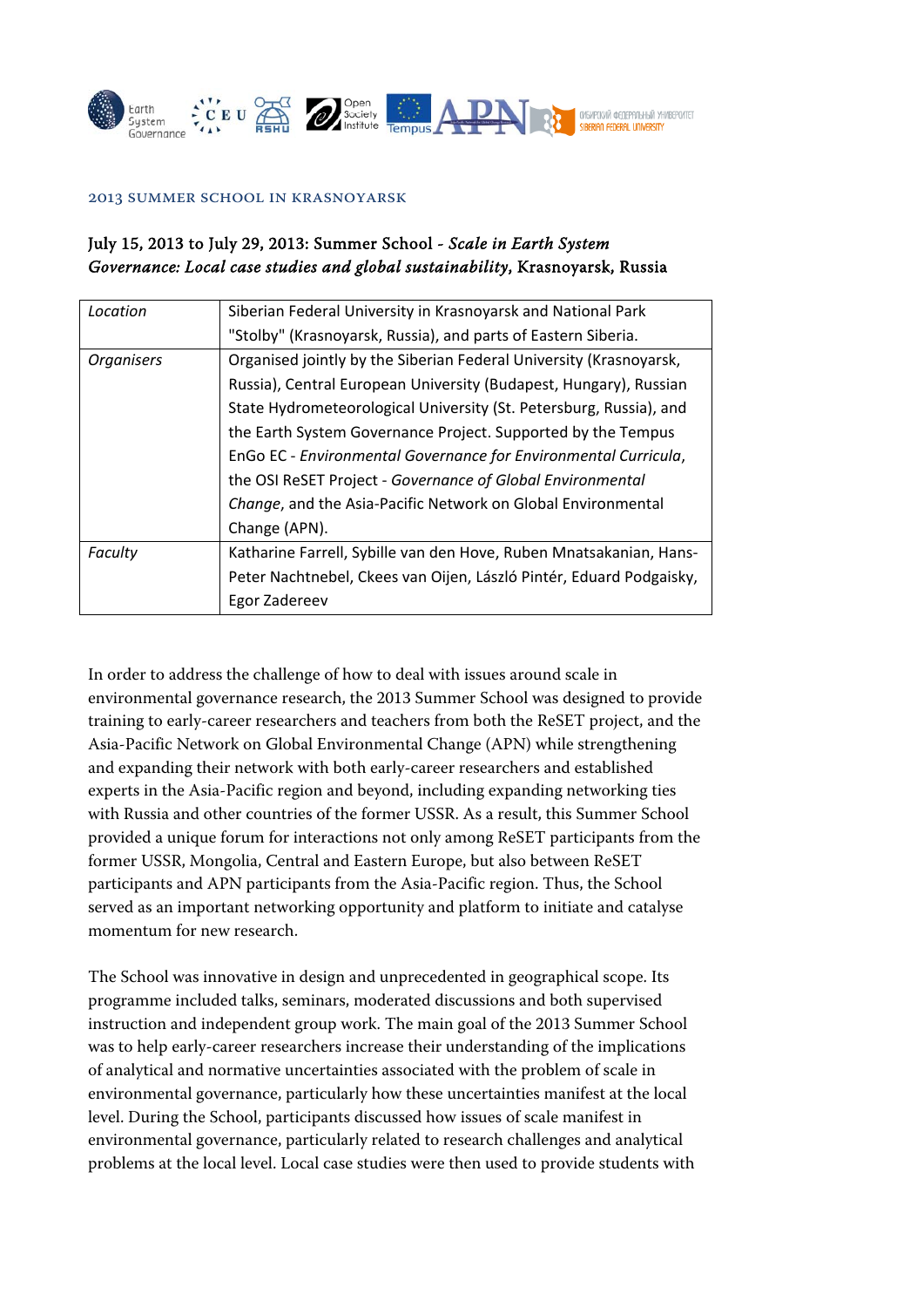2013 SUMMER SCHOOL IN KRASNOYARSK

## July 15, 2013 to July 29, 2013: Summer School - *Scale in Earth System Governance: Local case studies and global sustainability*, Krasnoyarsk, Russia

| *Location* | Siberian Federal University in Krasnoyarsk and National Park "Stolby" (Krasnoyarsk, Russia), and parts of Eastern Siberia. |
|---|---|
| *Organisers* | Organised jointly by the Siberian Federal University (Krasnoyarsk, Russia), Central European University (Budapest, Hungary), Russian State Hydrometeorological University (St. Petersburg, Russia), and the Earth System Governance Project. Supported by the Tempus EnGo EC - *Environmental Governance for Environmental Curricula*, the OSI ReSET Project - *Governance of Global Environmental Change*, and the Asia-Pacific Network on Global Environmental Change (APN). |
| *Faculty* | Katharine Farrell, Sybille van den Hove, Ruben Mnatsakanian, Hans-Peter Nachtnebel, Ckees van Oijen, László Pintér, Eduard Podgaisky, Egor Zadereev |

In order to address the challenge of how to deal with issues around scale in environmental governance research, the 2013 Summer School was designed to provide training to early-career researchers and teachers from both the ReSET project, and the Asia-Pacific Network on Global Environmental Change (APN) while strengthening and expanding their network with both early-career researchers and established experts in the Asia-Pacific region and beyond, including expanding networking ties with Russia and other countries of the former USSR. As a result, this Summer School provided a unique forum for interactions not only among ReSET participants from the former USSR, Mongolia, Central and Eastern Europe, but also between ReSET participants and APN participants from the Asia-Pacific region. Thus, the School served as an important networking opportunity and platform to initiate and catalyse momentum for new research.

The School was innovative in design and unprecedented in geographical scope. Its programme included talks, seminars, moderated discussions and both supervised instruction and independent group work. The main goal of the 2013 Summer School was to help early-career researchers increase their understanding of the implications of analytical and normative uncertainties associated with the problem of scale in environmental governance, particularly how these uncertainties manifest at the local level. During the School, participants discussed how issues of scale manifest in environmental governance, particularly related to research challenges and analytical problems at the local level. Local case studies were then used to provide students with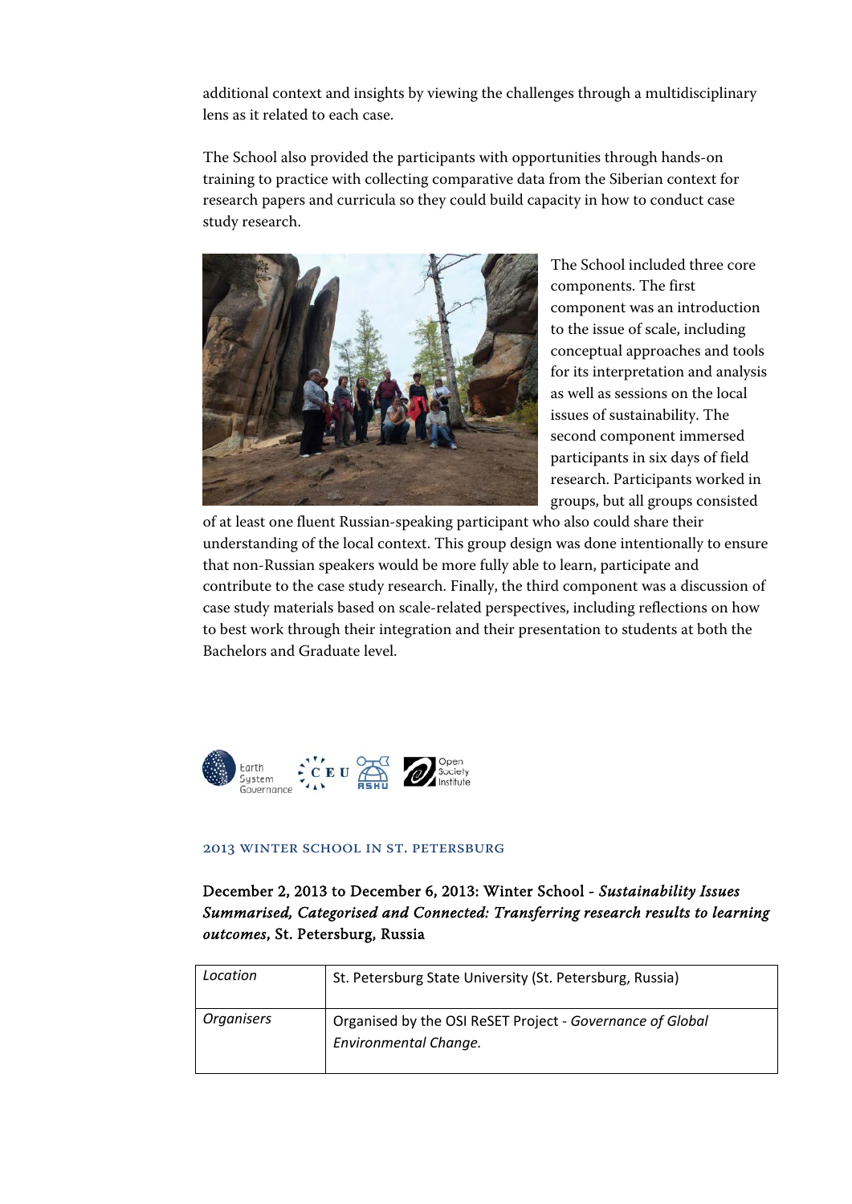additional context and insights by viewing the challenges through a multidisciplinary lens as it related to each case.

The School also provided the participants with opportunities through hands-on training to practice with collecting comparative data from the Siberian context for research papers and curricula so they could build capacity in how to conduct case study research.

The School included three core components. The first component was an introduction to the issue of scale, including conceptual approaches and tools for its interpretation and analysis as well as sessions on the local issues of sustainability. The second component immersed participants in six days of field research. Participants worked in groups, but all groups consisted of at least one fluent Russian-speaking participant who also could share their understanding of the local context. This group design was done intentionally to ensure that non-Russian speakers would be more fully able to learn, participate and contribute to the case study research. Finally, the third component was a discussion of case study materials based on scale-related perspectives, including reflections on how to best work through their integration and their presentation to students at both the Bachelors and Graduate level.

### 2013 Winter School in St. Petersburg

**December 2, 2013 to December 6, 2013: Winter School - *Sustainability Issues Summarised, Categorised and Connected: Transferring research results to learning outcomes*, St. Petersburg, Russia**

| *Location* | St. Petersburg State University (St. Petersburg, Russia) |
| --- | --- |
| *Organisers* | Organised by the OSI ReSET Project - *Governance of Global Environmental Change.* |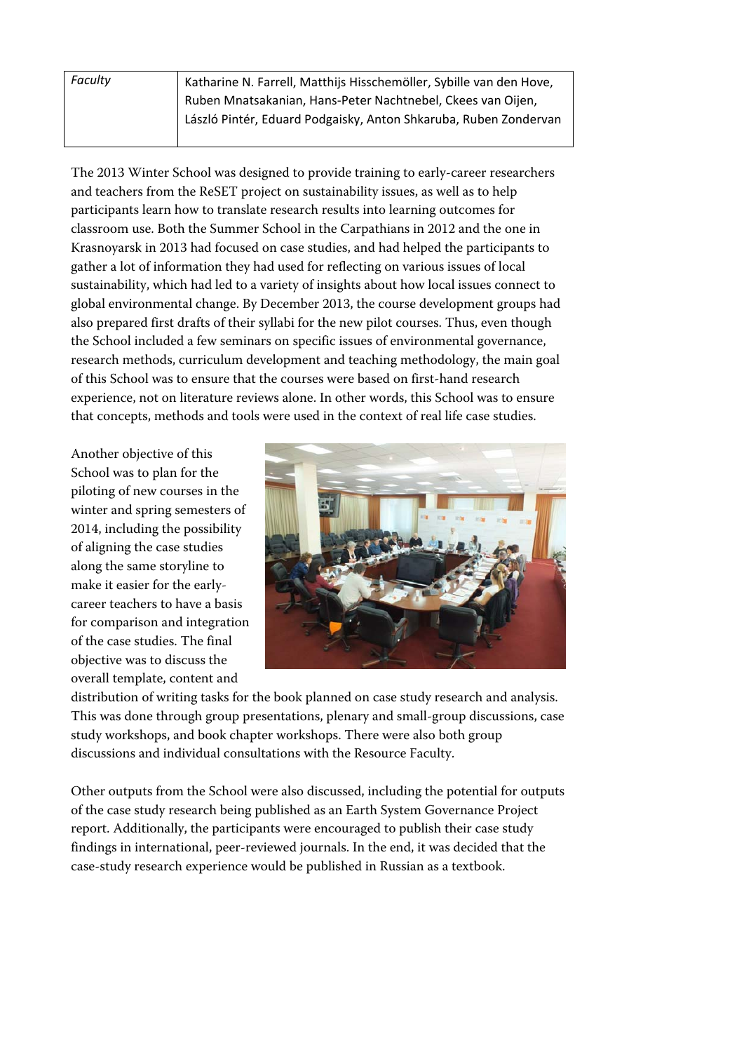| *Faculty* | Katharine N. Farrell, Matthijs Hisschemöller, Sybille van den Hove, Ruben Mnatsakanian, Hans-Peter Nachtnebel, Ckees van Oijen, László Pintér, Eduard Podgaisky, Anton Shkaruba, Ruben Zondervan |
|---|---|

The 2013 Winter School was designed to provide training to early-career researchers and teachers from the ReSET project on sustainability issues, as well as to help participants learn how to translate research results into learning outcomes for classroom use. Both the Summer School in the Carpathians in 2012 and the one in Krasnoyarsk in 2013 had focused on case studies, and had helped the participants to gather a lot of information they had used for reflecting on various issues of local sustainability, which had led to a variety of insights about how local issues connect to global environmental change. By December 2013, the course development groups had also prepared first drafts of their syllabi for the new pilot courses. Thus, even though the School included a few seminars on specific issues of environmental governance, research methods, curriculum development and teaching methodology, the main goal of this School was to ensure that the courses were based on first-hand research experience, not on literature reviews alone. In other words, this School was to ensure that concepts, methods and tools were used in the context of real life case studies.

Another objective of this School was to plan for the piloting of new courses in the winter and spring semesters of 2014, including the possibility of aligning the case studies along the same storyline to make it easier for the early-career teachers to have a basis for comparison and integration of the case studies. The final objective was to discuss the overall template, content and distribution of writing tasks for the book planned on case study research and analysis. This was done through group presentations, plenary and small-group discussions, case study workshops, and book chapter workshops. There were also both group discussions and individual consultations with the Resource Faculty.

Other outputs from the School were also discussed, including the potential for outputs of the case study research being published as an Earth System Governance Project report. Additionally, the participants were encouraged to publish their case study findings in international, peer-reviewed journals. In the end, it was decided that the case-study research experience would be published in Russian as a textbook.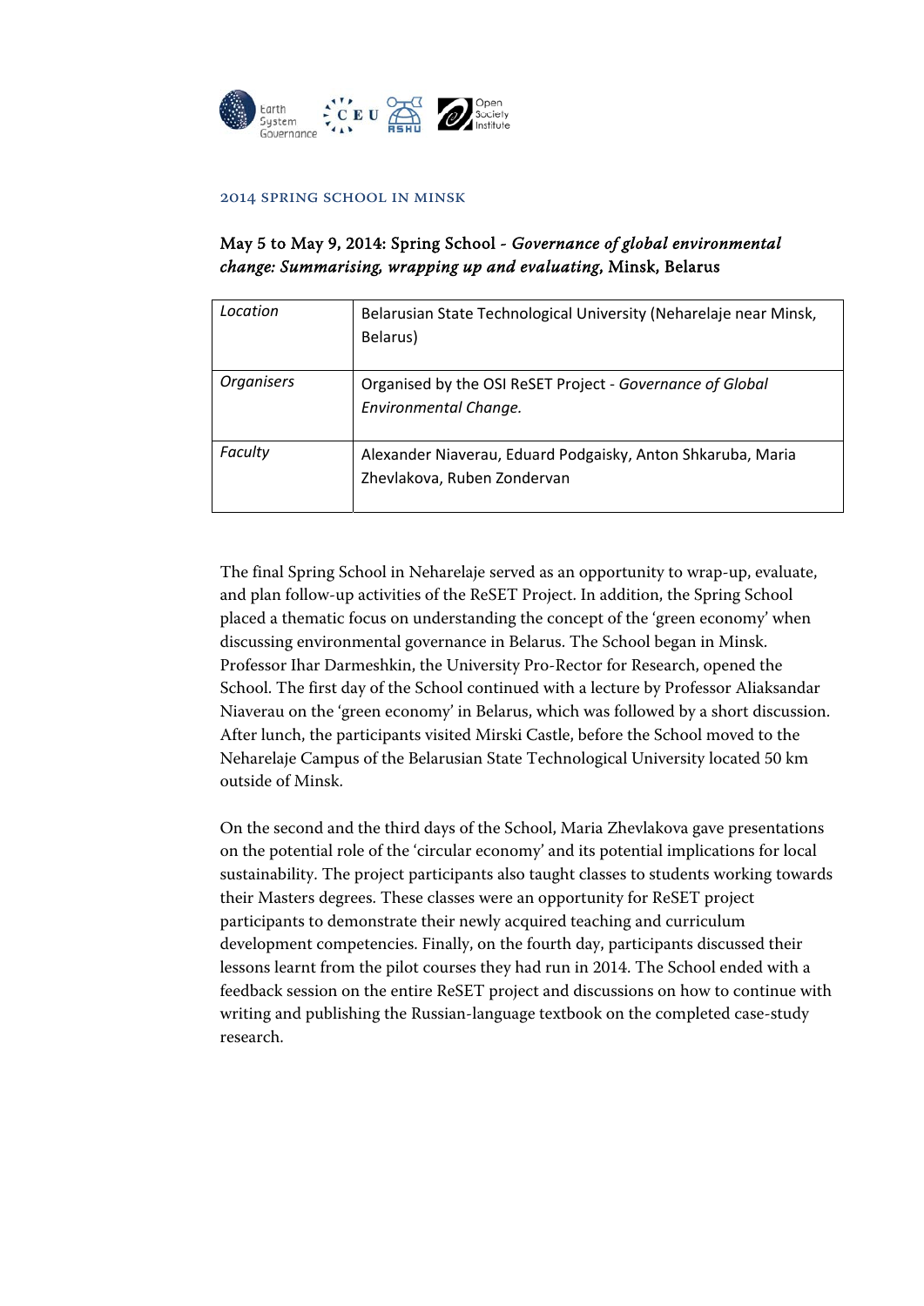## 2014 Spring School in Minsk

### May 5 to May 9, 2014: Spring School - *Governance of global environmental change: Summarising, wrapping up and evaluating*, Minsk, Belarus

| | |
|---|---|
| *Location* | Belarusian State Technological University (Neharelaje near Minsk, Belarus) |
| *Organisers* | Organised by the OSI ReSET Project - *Governance of Global Environmental Change.* |
| *Faculty* | Alexander Niaverau, Eduard Podgaisky, Anton Shkaruba, Maria Zhevlakova, Ruben Zondervan |

The final Spring School in Neharelaje served as an opportunity to wrap-up, evaluate, and plan follow-up activities of the ReSET Project. In addition, the Spring School placed a thematic focus on understanding the concept of the 'green economy' when discussing environmental governance in Belarus. The School began in Minsk. Professor Ihar Darmeshkin, the University Pro-Rector for Research, opened the School. The first day of the School continued with a lecture by Professor Aliaksandar Niaverau on the 'green economy' in Belarus, which was followed by a short discussion. After lunch, the participants visited Mirski Castle, before the School moved to the Neharelaje Campus of the Belarusian State Technological University located 50 km outside of Minsk.

On the second and the third days of the School, Maria Zhevlakova gave presentations on the potential role of the 'circular economy' and its potential implications for local sustainability. The project participants also taught classes to students working towards their Masters degrees. These classes were an opportunity for ReSET project participants to demonstrate their newly acquired teaching and curriculum development competencies. Finally, on the fourth day, participants discussed their lessons learnt from the pilot courses they had run in 2014. The School ended with a feedback session on the entire ReSET project and discussions on how to continue with writing and publishing the Russian-language textbook on the completed case-study research.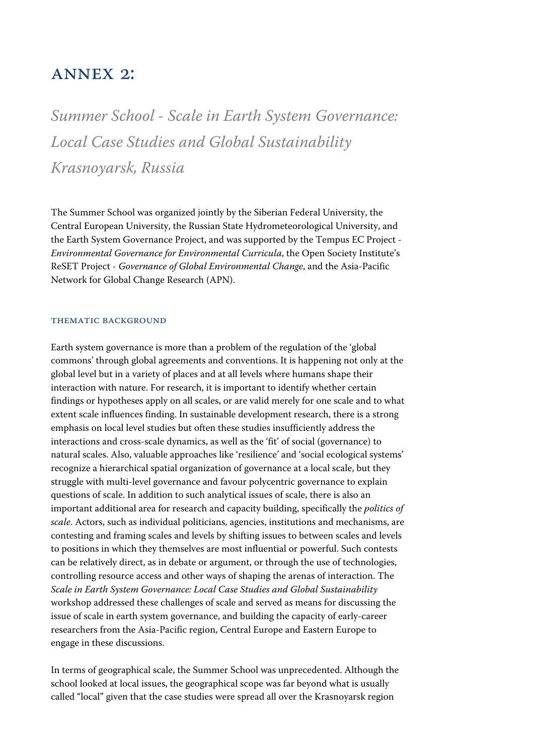# ANNEX 2:

## *Summer School - Scale in Earth System Governance: Local Case Studies and Global Sustainability Krasnoyarsk, Russia*

The Summer School was organized jointly by the Siberian Federal University, the Central European University, the Russian State Hydrometeorological University, and the Earth System Governance Project, and was supported by the Tempus EC Project - *Environmental Governance for Environmental Curricula*, the Open Society Institute's ReSET Project - *Governance of Global Environmental Change*, and the Asia-Pacific Network for Global Change Research (APN).

### THEMATIC BACKGROUND

Earth system governance is more than a problem of the regulation of the 'global commons' through global agreements and conventions. It is happening not only at the global level but in a variety of places and at all levels where humans shape their interaction with nature. For research, it is important to identify whether certain findings or hypotheses apply on all scales, or are valid merely for one scale and to what extent scale influences finding. In sustainable development research, there is a strong emphasis on local level studies but often these studies insufficiently address the interactions and cross-scale dynamics, as well as the 'fit' of social (governance) to natural scales. Also, valuable approaches like 'resilience' and 'social ecological systems' recognize a hierarchical spatial organization of governance at a local scale, but they struggle with multi-level governance and favour polycentric governance to explain questions of scale. In addition to such analytical issues of scale, there is also an important additional area for research and capacity building, specifically the *politics of scale*. Actors, such as individual politicians, agencies, institutions and mechanisms, are contesting and framing scales and levels by shifting issues to between scales and levels to positions in which they themselves are most influential or powerful. Such contests can be relatively direct, as in debate or argument, or through the use of technologies, controlling resource access and other ways of shaping the arenas of interaction. The *Scale in Earth System Governance: Local Case Studies and Global Sustainability* workshop addressed these challenges of scale and served as means for discussing the issue of scale in earth system governance, and building the capacity of early-career researchers from the Asia-Pacific region, Central Europe and Eastern Europe to engage in these discussions.

In terms of geographical scale, the Summer School was unprecedented. Although the school looked at local issues, the geographical scope was far beyond what is usually called "local" given that the case studies were spread all over the Krasnoyarsk region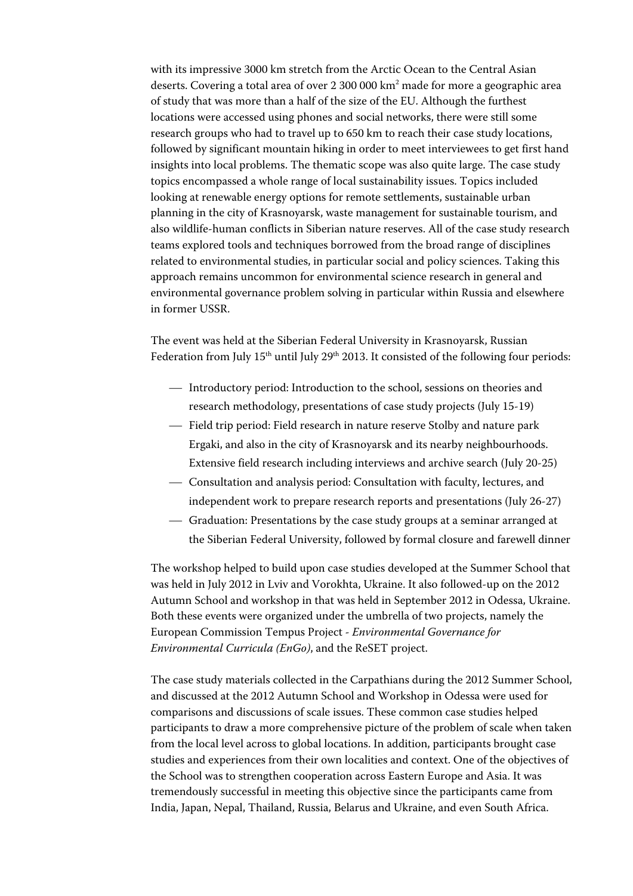with its impressive 3000 km stretch from the Arctic Ocean to the Central Asian deserts. Covering a total area of over 2 300 000 $km^2$ made for more a geographic area of study that was more than a half of the size of the EU. Although the furthest locations were accessed using phones and social networks, there were still some research groups who had to travel up to 650 km to reach their case study locations, followed by significant mountain hiking in order to meet interviewees to get first hand insights into local problems. The thematic scope was also quite large. The case study topics encompassed a whole range of local sustainability issues. Topics included looking at renewable energy options for remote settlements, sustainable urban planning in the city of Krasnoyarsk, waste management for sustainable tourism, and also wildlife-human conflicts in Siberian nature reserves. All of the case study research teams explored tools and techniques borrowed from the broad range of disciplines related to environmental studies, in particular social and policy sciences. Taking this approach remains uncommon for environmental science research in general and environmental governance problem solving in particular within Russia and elsewhere in former USSR.

The event was held at the Siberian Federal University in Krasnoyarsk, Russian Federation from July 15th until July 29th 2013. It consisted of the following four periods:

- Introductory period: Introduction to the school, sessions on theories and research methodology, presentations of case study projects (July 15-19)
- Field trip period: Field research in nature reserve Stolby and nature park Ergaki, and also in the city of Krasnoyarsk and its nearby neighbourhoods. Extensive field research including interviews and archive search (July 20-25)
- Consultation and analysis period: Consultation with faculty, lectures, and independent work to prepare research reports and presentations (July 26-27)
- Graduation: Presentations by the case study groups at a seminar arranged at the Siberian Federal University, followed by formal closure and farewell dinner

The workshop helped to build upon case studies developed at the Summer School that was held in July 2012 in Lviv and Vorokhta, Ukraine. It also followed-up on the 2012 Autumn School and workshop in that was held in September 2012 in Odessa, Ukraine. Both these events were organized under the umbrella of two projects, namely the European Commission Tempus Project - *Environmental Governance for Environmental Curricula (EnGo)*, and the ReSET project.

The case study materials collected in the Carpathians during the 2012 Summer School, and discussed at the 2012 Autumn School and Workshop in Odessa were used for comparisons and discussions of scale issues. These common case studies helped participants to draw a more comprehensive picture of the problem of scale when taken from the local level across to global locations. In addition, participants brought case studies and experiences from their own localities and context. One of the objectives of the School was to strengthen cooperation across Eastern Europe and Asia. It was tremendously successful in meeting this objective since the participants came from India, Japan, Nepal, Thailand, Russia, Belarus and Ukraine, and even South Africa.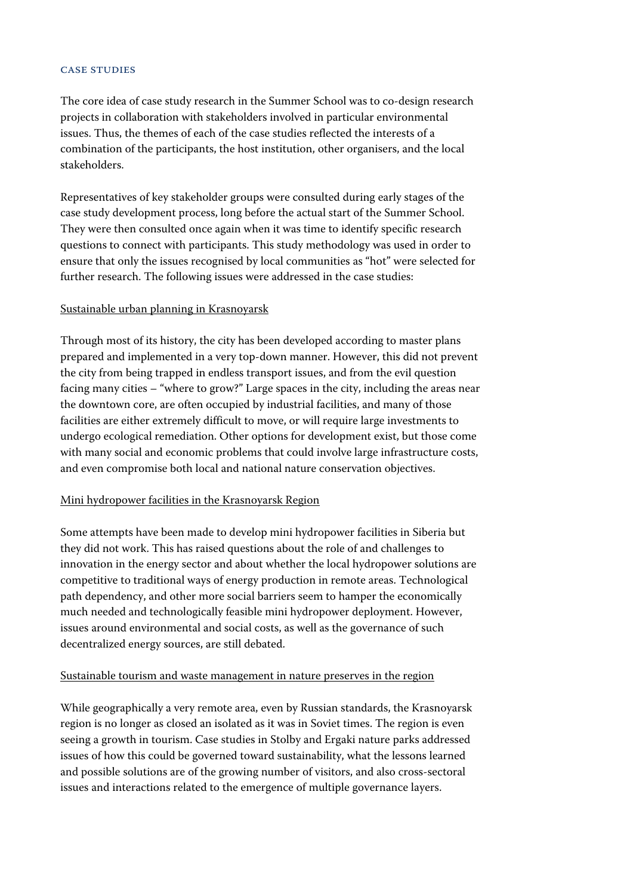## CASE STUDIES

The core idea of case study research in the Summer School was to co-design research projects in collaboration with stakeholders involved in particular environmental issues. Thus, the themes of each of the case studies reflected the interests of a combination of the participants, the host institution, other organisers, and the local stakeholders.

Representatives of key stakeholder groups were consulted during early stages of the case study development process, long before the actual start of the Summer School. They were then consulted once again when it was time to identify specific research questions to connect with participants. This study methodology was used in order to ensure that only the issues recognised by local communities as "hot" were selected for further research. The following issues were addressed in the case studies:

### Sustainable urban planning in Krasnoyarsk

Through most of its history, the city has been developed according to master plans prepared and implemented in a very top-down manner. However, this did not prevent the city from being trapped in endless transport issues, and from the evil question facing many cities – "where to grow?" Large spaces in the city, including the areas near the downtown core, are often occupied by industrial facilities, and many of those facilities are either extremely difficult to move, or will require large investments to undergo ecological remediation. Other options for development exist, but those come with many social and economic problems that could involve large infrastructure costs, and even compromise both local and national nature conservation objectives.

### Mini hydropower facilities in the Krasnoyarsk Region

Some attempts have been made to develop mini hydropower facilities in Siberia but they did not work. This has raised questions about the role of and challenges to innovation in the energy sector and about whether the local hydropower solutions are competitive to traditional ways of energy production in remote areas. Technological path dependency, and other more social barriers seem to hamper the economically much needed and technologically feasible mini hydropower deployment. However, issues around environmental and social costs, as well as the governance of such decentralized energy sources, are still debated.

### Sustainable tourism and waste management in nature preserves in the region

While geographically a very remote area, even by Russian standards, the Krasnoyarsk region is no longer as closed an isolated as it was in Soviet times. The region is even seeing a growth in tourism. Case studies in Stolby and Ergaki nature parks addressed issues of how this could be governed toward sustainability, what the lessons learned and possible solutions are of the growing number of visitors, and also cross-sectoral issues and interactions related to the emergence of multiple governance layers.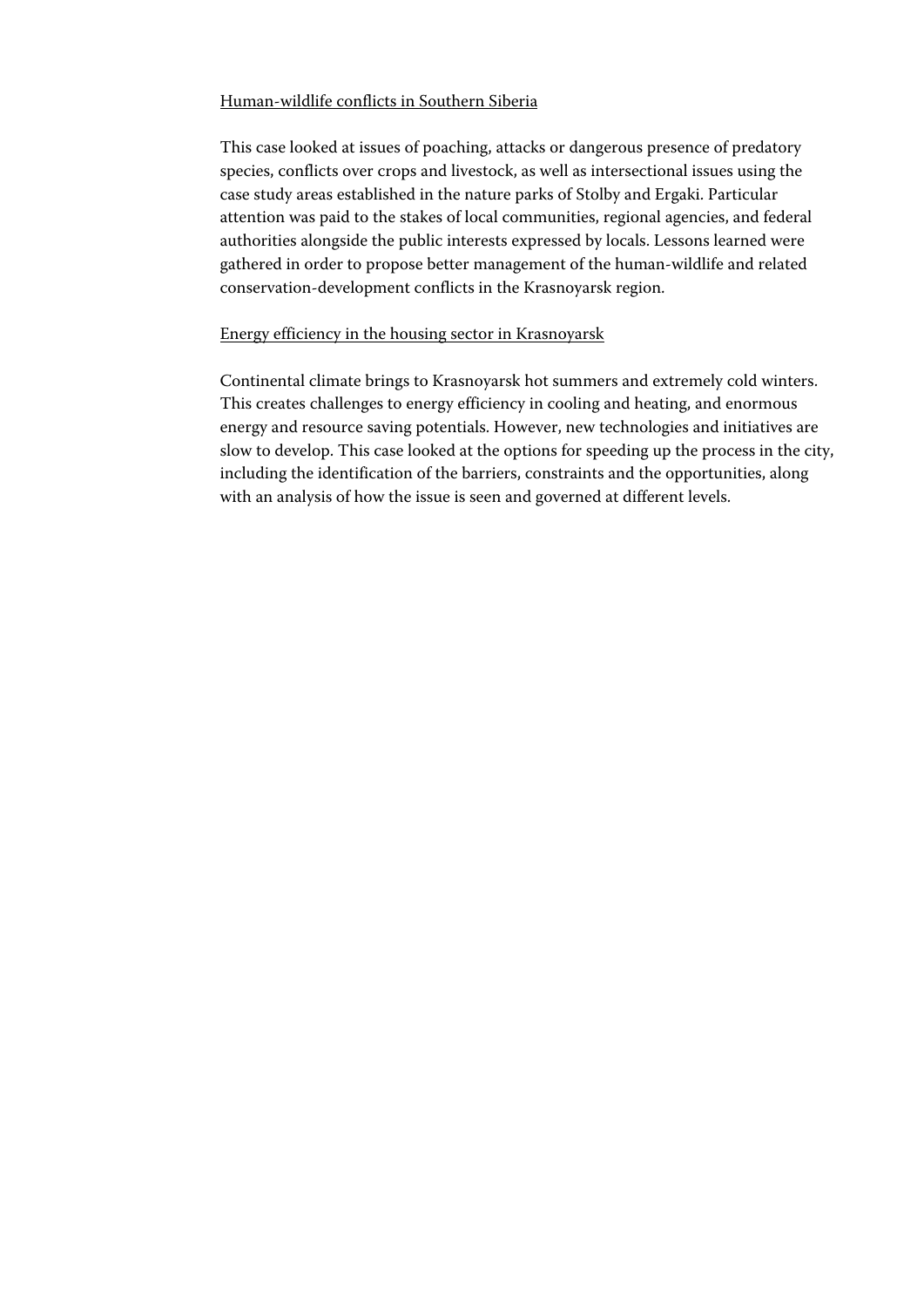Human-wildlife conflicts in Southern Siberia

This case looked at issues of poaching, attacks or dangerous presence of predatory species, conflicts over crops and livestock, as well as intersectional issues using the case study areas established in the nature parks of Stolby and Ergaki. Particular attention was paid to the stakes of local communities, regional agencies, and federal authorities alongside the public interests expressed by locals. Lessons learned were gathered in order to propose better management of the human-wildlife and related conservation-development conflicts in the Krasnoyarsk region.

Energy efficiency in the housing sector in Krasnoyarsk

Continental climate brings to Krasnoyarsk hot summers and extremely cold winters. This creates challenges to energy efficiency in cooling and heating, and enormous energy and resource saving potentials. However, new technologies and initiatives are slow to develop. This case looked at the options for speeding up the process in the city, including the identification of the barriers, constraints and the opportunities, along with an analysis of how the issue is seen and governed at different levels.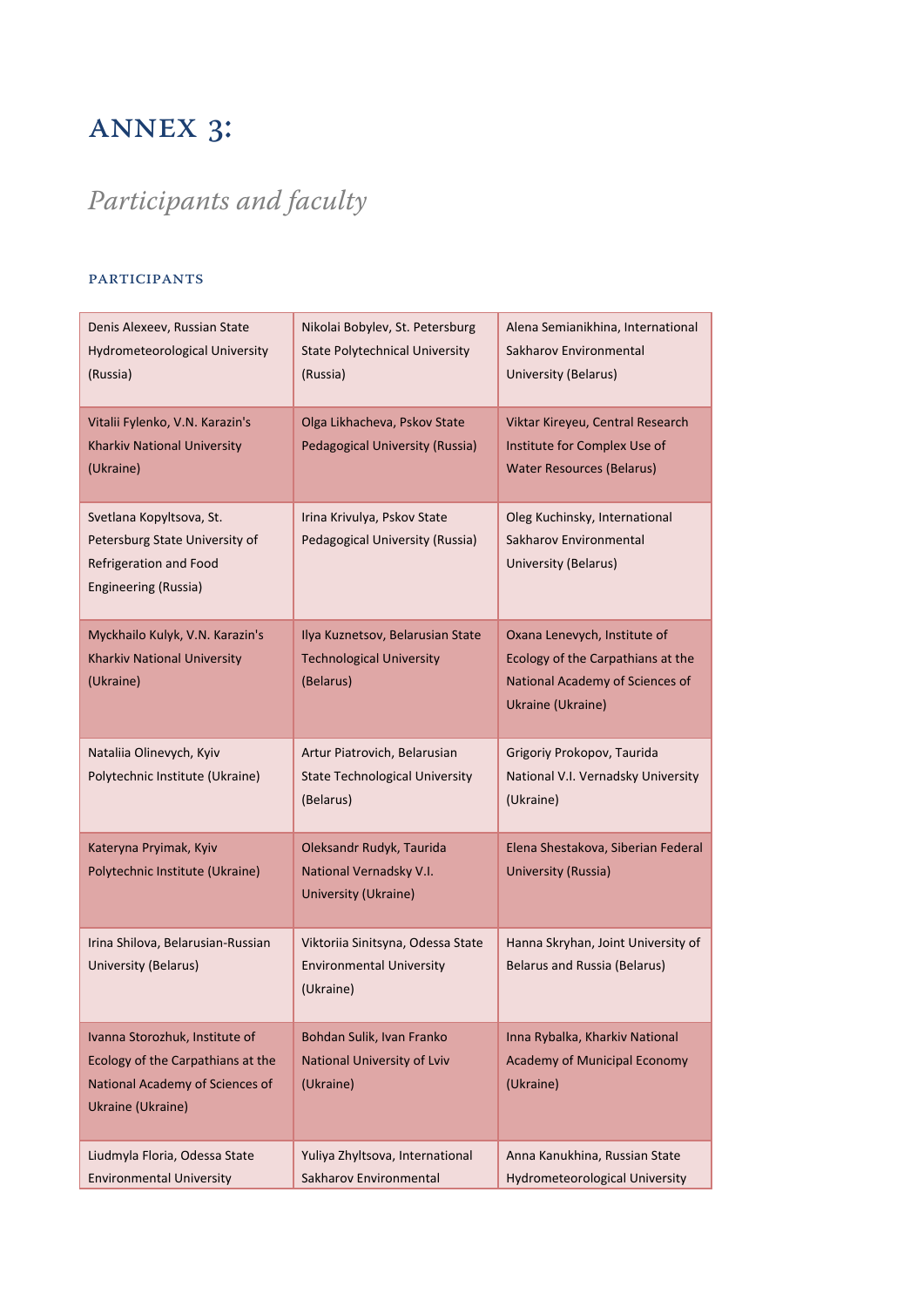# ANNEX 3:

## *Participants and faculty*

### PARTICIPANTS

| | | |
|---|---|---|
| Denis Alexeev, Russian State Hydrometeorological University (Russia) | Nikolai Bobylev, St. Petersburg State Polytechnical University (Russia) | Alena Semianikhina, International Sakharov Environmental University (Belarus) |
| Vitalii Fylenko, V.N. Karazin's Kharkiv National University (Ukraine) | Olga Likhacheva, Pskov State Pedagogical University (Russia) | Viktar Kireyeu, Central Research Institute for Complex Use of Water Resources (Belarus) |
| Svetlana Kopyltsova, St. Petersburg State University of Refrigeration and Food Engineering (Russia) | Irina Krivulya, Pskov State Pedagogical University (Russia) | Oleg Kuchinsky, International Sakharov Environmental University (Belarus) |
| Myckhailo Kulyk, V.N. Karazin's Kharkiv National University (Ukraine) | Ilya Kuznetsov, Belarusian State Technological University (Belarus) | Oxana Lenevych, Institute of Ecology of the Carpathians at the National Academy of Sciences of Ukraine (Ukraine) |
| Nataliia Olinevych, Kyiv Polytechnic Institute (Ukraine) | Artur Piatrovich, Belarusian State Technological University (Belarus) | Grigoriy Prokopov, Taurida National V.I. Vernadsky University (Ukraine) |
| Kateryna Pryimak, Kyiv Polytechnic Institute (Ukraine) | Oleksandr Rudyk, Taurida National Vernadsky V.I. University (Ukraine) | Elena Shestakova, Siberian Federal University (Russia) |
| Irina Shilova, Belarusian-Russian University (Belarus) | Viktoriia Sinitsyna, Odessa State Environmental University (Ukraine) | Hanna Skryhan, Joint University of Belarus and Russia (Belarus) |
| Ivanna Storozhuk, Institute of Ecology of the Carpathians at the National Academy of Sciences of Ukraine (Ukraine) | Bohdan Sulik, Ivan Franko National University of Lviv (Ukraine) | Inna Rybalka, Kharkiv National Academy of Municipal Economy (Ukraine) |
| Liudmyla Floria, Odessa State Environmental University | Yuliya Zhyltsova, International Sakharov Environmental | Anna Kanukhina, Russian State Hydrometeorological University |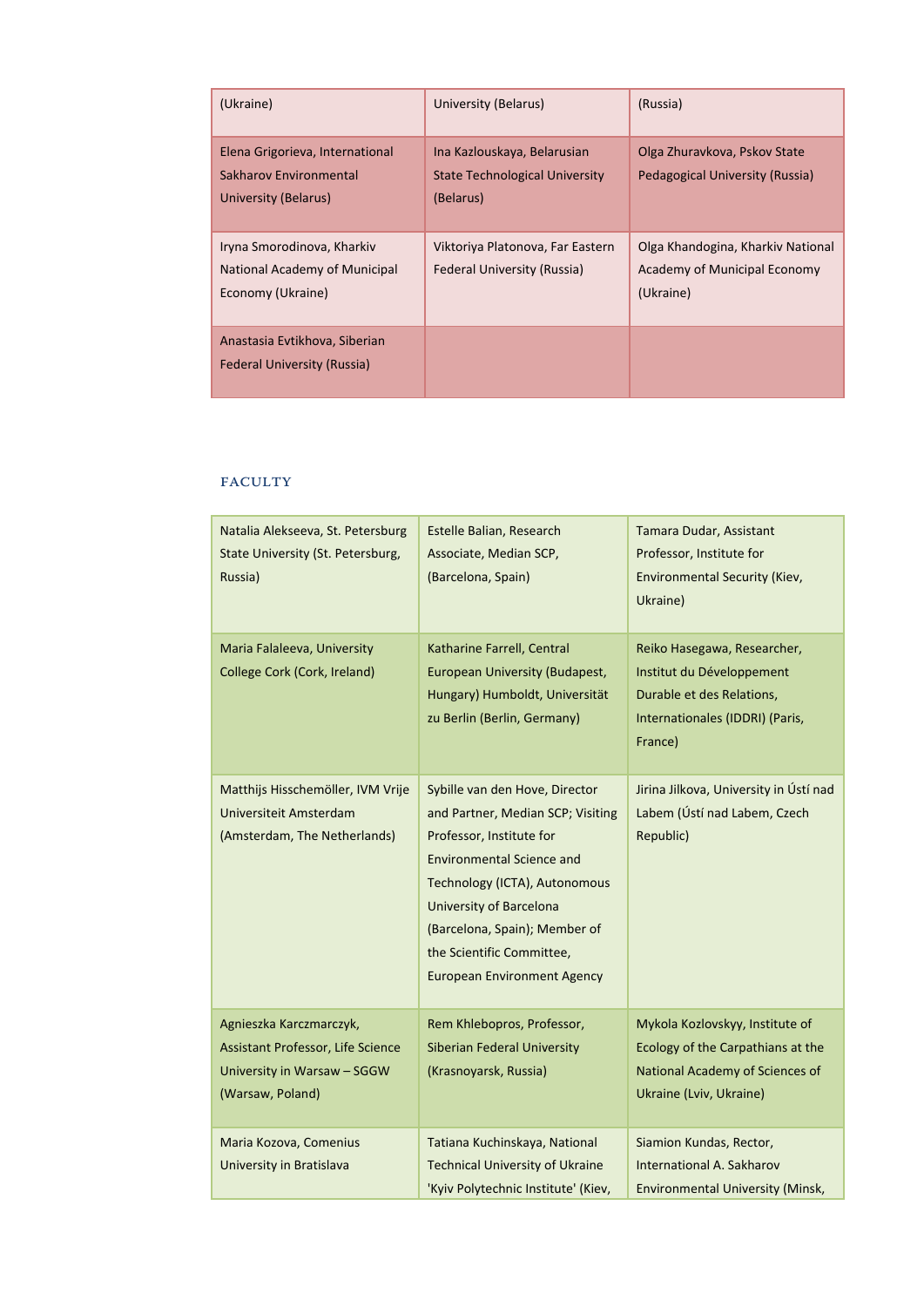| | | |
|---|---|---|
| (Ukraine) | University (Belarus) | (Russia) |
| Elena Grigorieva, International Sakharov Environmental University (Belarus) | Ina Kazlouskaya, Belarusian State Technological University (Belarus) | Olga Zhuravkova, Pskov State Pedagogical University (Russia) |
| Iryna Smorodinova, Kharkiv National Academy of Municipal Economy (Ukraine) | Viktoriya Platonova, Far Eastern Federal University (Russia) | Olga Khandogina, Kharkiv National Academy of Municipal Economy (Ukraine) |
| Anastasia Evtikhova, Siberian Federal University (Russia) | | |

## FACULTY

| | | |
|---|---|---|
| Natalia Alekseeva, St. Petersburg State University (St. Petersburg, Russia) | Estelle Balian, Research Associate, Median SCP, (Barcelona, Spain) | Tamara Dudar, Assistant Professor, Institute for Environmental Security (Kiev, Ukraine) |
| Maria Falaleeva, University College Cork (Cork, Ireland) | Katharine Farrell, Central European University (Budapest, Hungary) Humboldt, Universität zu Berlin (Berlin, Germany) | Reiko Hasegawa, Researcher, Institut du Développement Durable et des Relations, Internationales (IDDRI) (Paris, France) |
| Matthijs Hisschemöller, IVM Vrije Universiteit Amsterdam (Amsterdam, The Netherlands) | Sybille van den Hove, Director and Partner, Median SCP; Visiting Professor, Institute for Environmental Science and Technology (ICTA), Autonomous University of Barcelona (Barcelona, Spain); Member of the Scientific Committee, European Environment Agency | Jirina Jilkova, University in Ústí nad Labem (Ústí nad Labem, Czech Republic) |
| Agnieszka Karczmarczyk, Assistant Professor, Life Science University in Warsaw – SGGW (Warsaw, Poland) | Rem Khlebopros, Professor, Siberian Federal University (Krasnoyarsk, Russia) | Mykola Kozlovskyy, Institute of Ecology of the Carpathians at the National Academy of Sciences of Ukraine (Lviv, Ukraine) |
| Maria Kozova, Comenius University in Bratislava | Tatiana Kuchinskaya, National Technical University of Ukraine 'Kyiv Polytechnic Institute' (Kiev, | Siamion Kundas, Rector, International A. Sakharov Environmental University (Minsk, |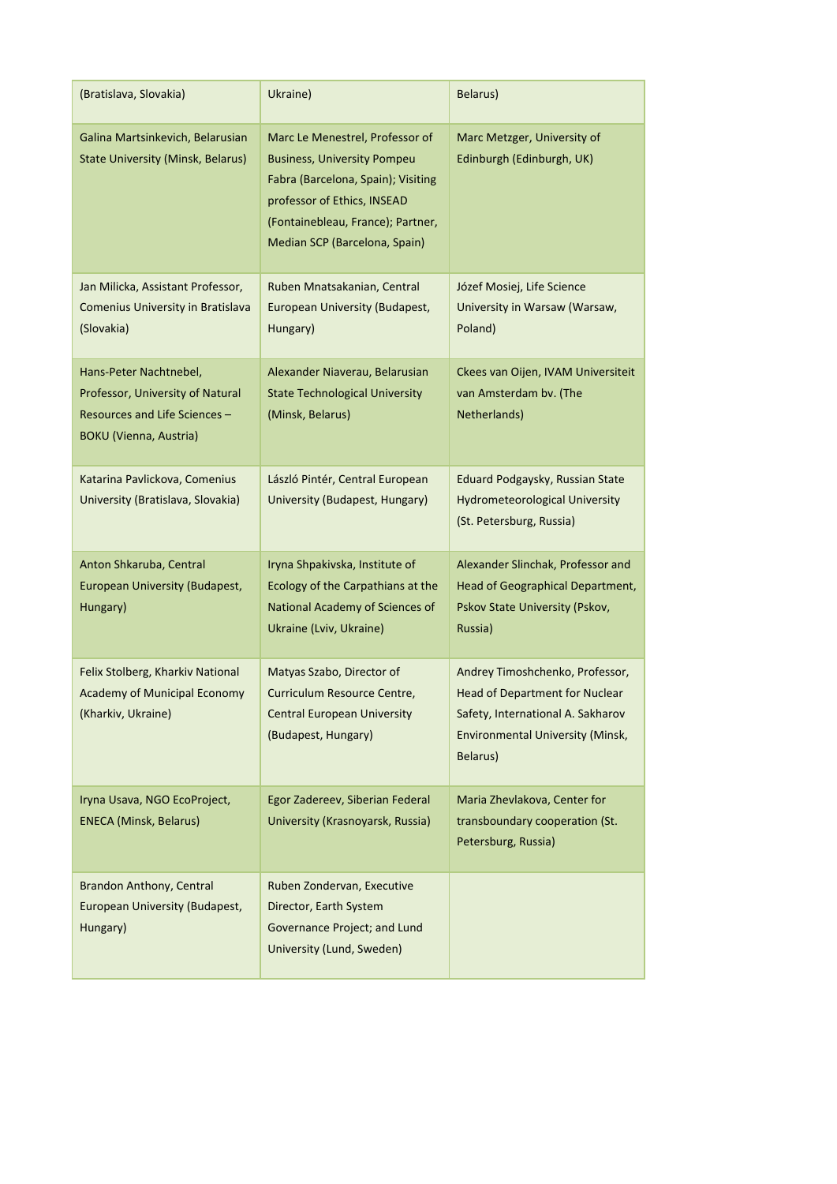| | | |
|---|---|---|
| (Bratislava, Slovakia) | Ukraine) | Belarus) |
| Galina Martsinkevich, Belarusian State University (Minsk, Belarus) | Marc Le Menestrel, Professor of Business, University Pompeu Fabra (Barcelona, Spain); Visiting professor of Ethics, INSEAD (Fontainebleau, France); Partner, Median SCP (Barcelona, Spain) | Marc Metzger, University of Edinburgh (Edinburgh, UK) |
| Jan Milicka, Assistant Professor, Comenius University in Bratislava (Slovakia) | Ruben Mnatsakanian, Central European University (Budapest, Hungary) | Józef Mosiej, Life Science University in Warsaw (Warsaw, Poland) |
| Hans-Peter Nachtnebel, Professor, University of Natural Resources and Life Sciences – BOKU (Vienna, Austria) | Alexander Niaverau, Belarusian State Technological University (Minsk, Belarus) | Ckees van Oijen, IVAM Universiteit van Amsterdam bv. (The Netherlands) |
| Katarina Pavlickova, Comenius University (Bratislava, Slovakia) | László Pintér, Central European University (Budapest, Hungary) | Eduard Podgaysky, Russian State Hydrometeorological University (St. Petersburg, Russia) |
| Anton Shkaruba, Central European University (Budapest, Hungary) | Iryna Shpakivska, Institute of Ecology of the Carpathians at the National Academy of Sciences of Ukraine (Lviv, Ukraine) | Alexander Slinchak, Professor and Head of Geographical Department, Pskov State University (Pskov, Russia) |
| Felix Stolberg, Kharkiv National Academy of Municipal Economy (Kharkiv, Ukraine) | Matyas Szabo, Director of Curriculum Resource Centre, Central European University (Budapest, Hungary) | Andrey Timoshchenko, Professor, Head of Department for Nuclear Safety, International A. Sakharov Environmental University (Minsk, Belarus) |
| Iryna Usava, NGO EcoProject, ENECA (Minsk, Belarus) | Egor Zadereev, Siberian Federal University (Krasnoyarsk, Russia) | Maria Zhevlakova, Center for transboundary cooperation (St. Petersburg, Russia) |
| Brandon Anthony, Central European University (Budapest, Hungary) | Ruben Zondervan, Executive Director, Earth System Governance Project; and Lund University (Lund, Sweden) | |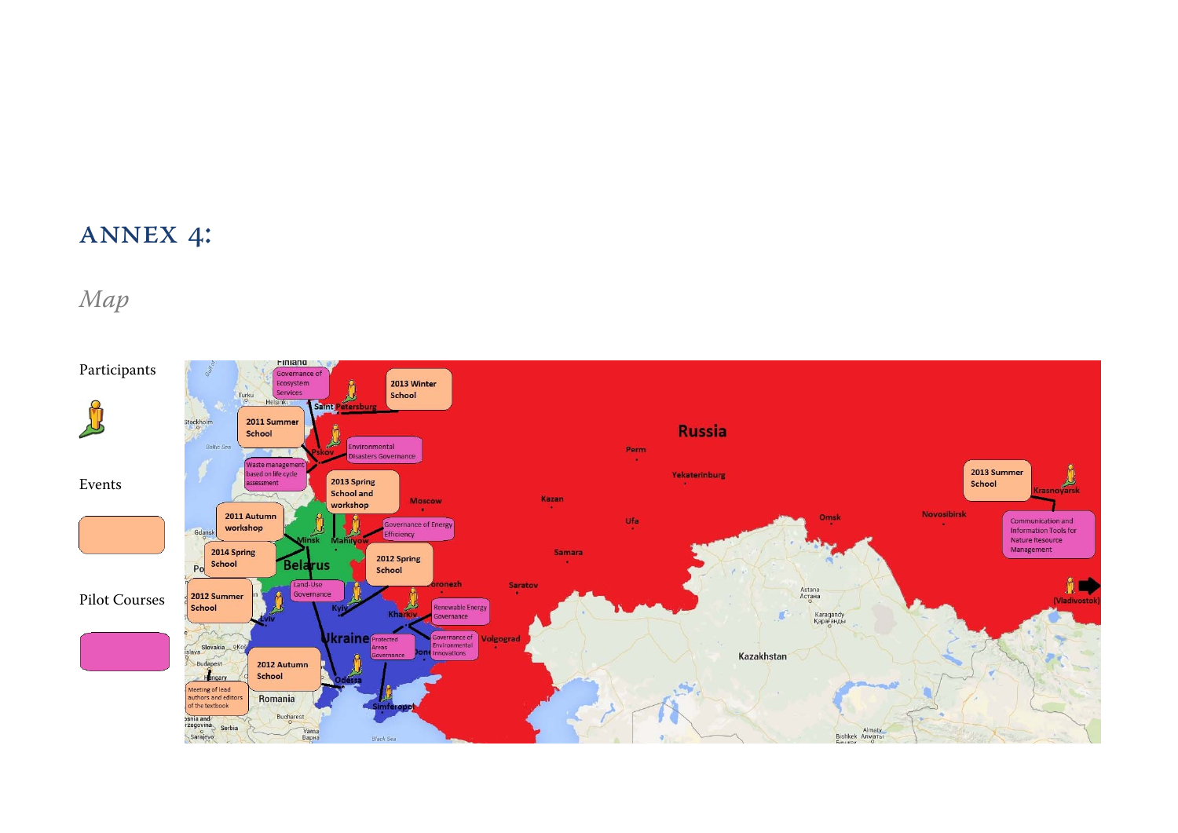# ANNEX 4:

*Map*

Participants

Events

Pilot Courses

Governance of Ecosystem Services

2013 Winter School

Saint Petersburg

2011 Summer School

Pskov

Environmental Disasters Governance

Waste management based on life cycle assessment

2013 Spring School and workshop

Moscow

2011 Autumn workshop

Governance of Energy Efficiency

Minsk

Mahilyow

2014 Spring School

Belarus

2012 Spring School

Land-Use Governance

Voronezh

2012 Summer School

Kyiv

Lviv

Kharkiv

Renewable Energy Governance

Ukraine

Protected Areas Governance

Governance of Environmental Innovations

Volgograd

2012 Autumn School

Odessa

Meeting of lead authors and editors of the textbook

Simferopol

Romania

Russia

Perm

Yekaterinburg

Kazan

Ufa

Samara

Saratov

Omsk

Novosibirsk

2013 Summer School

Krasnoyarsk

Communication and Information Tools for Nature Resource Management

(Vladivostok)

Kazakhstan